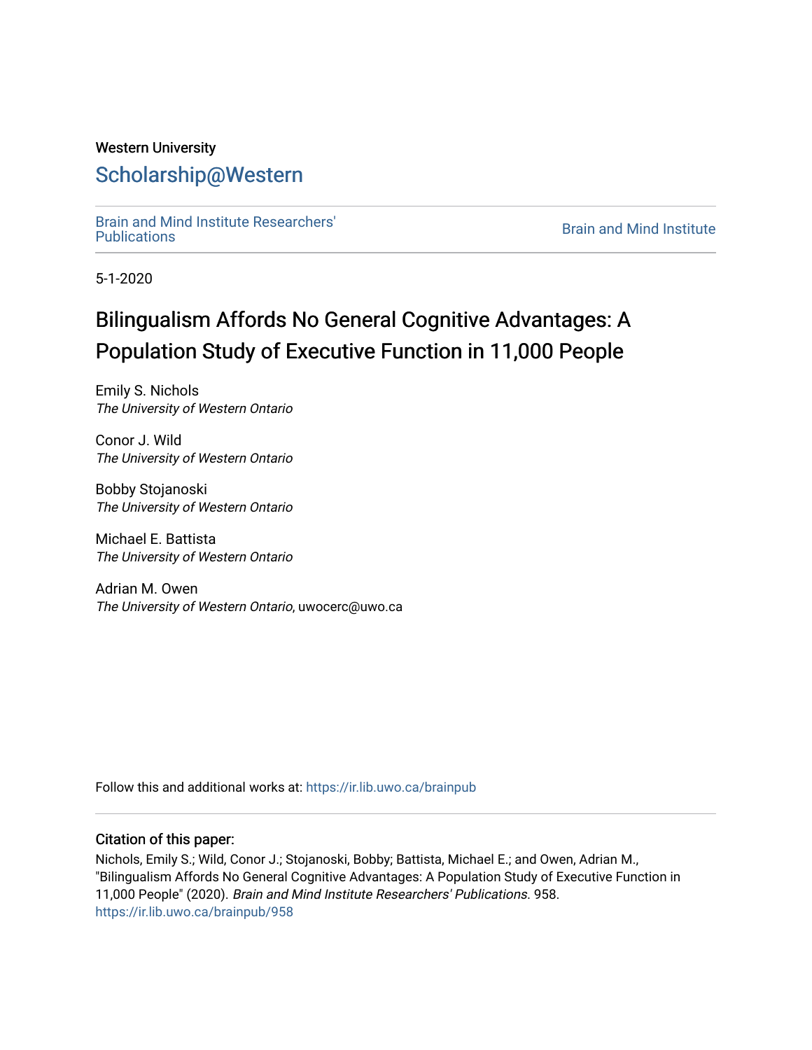Western University

# Scholarship@Western

Brain and Mind Institute Researchers' Publications

Brain and Mind Institute

5-1-2020

# Bilingualism Affords No General Cognitive Advantages: A Population Study of Executive Function in 11,000 People

Emily S. Nichols
*The University of Western Ontario*

Conor J. Wild
*The University of Western Ontario*

Bobby Stojanoski
*The University of Western Ontario*

Michael E. Battista
*The University of Western Ontario*

Adrian M. Owen
*The University of Western Ontario*, uwocerc@uwo.ca

Follow this and additional works at: https://ir.lib.uwo.ca/brainpub

## Citation of this paper:

Nichols, Emily S.; Wild, Conor J.; Stojanoski, Bobby; Battista, Michael E.; and Owen, Adrian M., "Bilingualism Affords No General Cognitive Advantages: A Population Study of Executive Function in 11,000 People" (2020). *Brain and Mind Institute Researchers' Publications*. 958.
https://ir.lib.uwo.ca/brainpub/958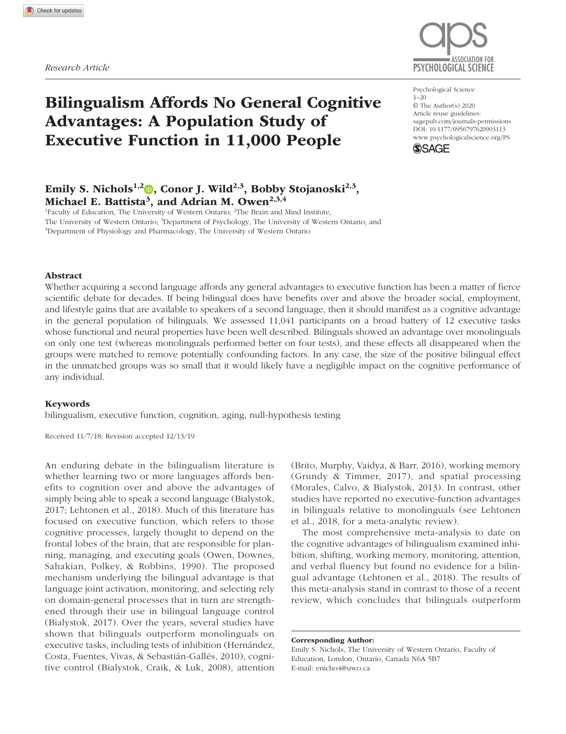Research Article

# Bilingualism Affords No General Cognitive Advantages: A Population Study of Executive Function in 11,000 People

Psychological Science
1–20
© The Author(s) 2020
Article reuse guidelines:
sagepub.com/journals-permissions
DOI: 10.1177/0956797620903113
www.psychologicalscience.org/PS

**Emily S. Nichols[1,2], Conor J. Wild[2,3], Bobby Stojanoski[2,3], Michael E. Battista[3], and Adrian M. Owen[2,3,4]**

[1]Faculty of Education, The University of Western Ontario; [2]The Brain and Mind Institute, The University of Western Ontario; [3]Department of Psychology, The University of Western Ontario; and [4]Department of Physiology and Pharmacology, The University of Western Ontario

## Abstract

Whether acquiring a second language affords any general advantages to executive function has been a matter of fierce scientific debate for decades. If being bilingual does have benefits over and above the broader social, employment, and lifestyle gains that are available to speakers of a second language, then it should manifest as a cognitive advantage in the general population of bilinguals. We assessed 11,041 participants on a broad battery of 12 executive tasks whose functional and neural properties have been well described. Bilinguals showed an advantage over monolinguals on only one test (whereas monolinguals performed better on four tests), and these effects all disappeared when the groups were matched to remove potentially confounding factors. In any case, the size of the positive bilingual effect in the unmatched groups was so small that it would likely have a negligible impact on the cognitive performance of any individual.

## Keywords

bilingualism, executive function, cognition, aging, null-hypothesis testing

Received 11/7/18; Revision accepted 12/13/19

An enduring debate in the bilingualism literature is whether learning two or more languages affords benefits to cognition over and above the advantages of simply being able to speak a second language (Bialystok, 2017; Lehtonen et al., 2018). Much of this literature has focused on executive function, which refers to those cognitive processes, largely thought to depend on the frontal lobes of the brain, that are responsible for planning, managing, and executing goals (Owen, Downes, Sahakian, Polkey, & Robbins, 1990). The proposed mechanism underlying the bilingual advantage is that language joint activation, monitoring, and selecting rely on domain-general processes that in turn are strengthened through their use in bilingual language control (Bialystok, 2017). Over the years, several studies have shown that bilinguals outperform monolinguals on executive tasks, including tests of inhibition (Hernández, Costa, Fuentes, Vivas, & Sebastián-Gallés, 2010), cognitive control (Bialystok, Craik, & Luk, 2008), attention (Brito, Murphy, Vaidya, & Barr, 2016), working memory (Grundy & Timmer, 2017), and spatial processing (Morales, Calvo, & Bialystok, 2013). In contrast, other studies have reported no executive-function advantages in bilinguals relative to monolinguals (see Lehtonen et al., 2018, for a meta-analytic review).

The most comprehensive meta-analysis to date on the cognitive advantages of bilingualism examined inhibition, shifting, working memory, monitoring, attention, and verbal fluency but found no evidence for a bilingual advantage (Lehtonen et al., 2018). The results of this meta-analysis stand in contrast to those of a recent review, which concludes that bilinguals outperform

**Corresponding Author:**
Emily S. Nichols, The University of Western Ontario, Faculty of Education, London, Ontario, Canada N6A 5B7
E-mail: enicho4@uwo.ca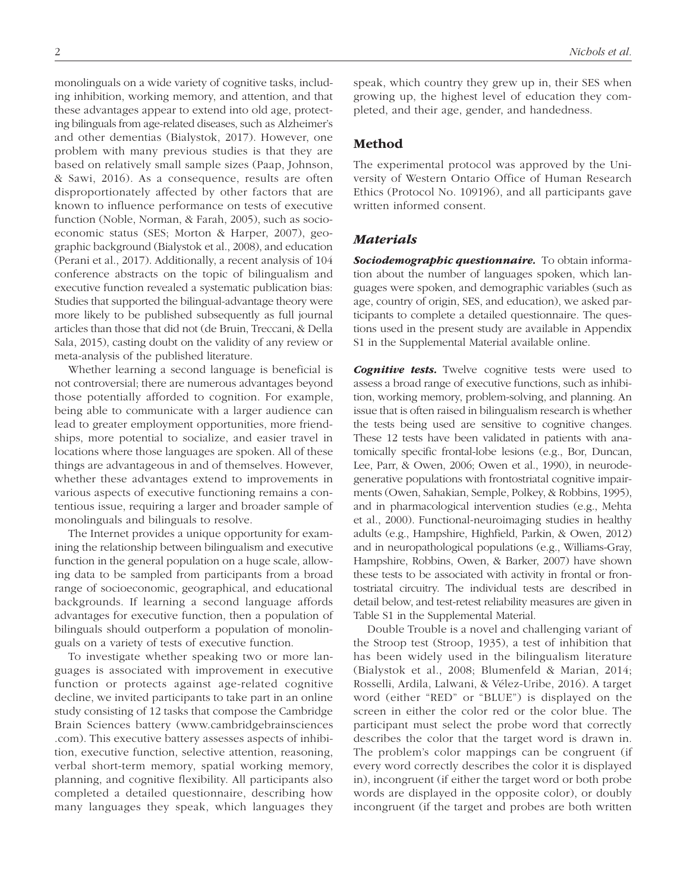monolinguals on a wide variety of cognitive tasks, including inhibition, working memory, and attention, and that these advantages appear to extend into old age, protecting bilinguals from age-related diseases, such as Alzheimer's and other dementias (Bialystok, 2017). However, one problem with many previous studies is that they are based on relatively small sample sizes (Paap, Johnson, & Sawi, 2016). As a consequence, results are often disproportionately affected by other factors that are known to influence performance on tests of executive function (Noble, Norman, & Farah, 2005), such as socioeconomic status (SES; Morton & Harper, 2007), geographic background (Bialystok et al., 2008), and education (Perani et al., 2017). Additionally, a recent analysis of 104 conference abstracts on the topic of bilingualism and executive function revealed a systematic publication bias: Studies that supported the bilingual-advantage theory were more likely to be published subsequently as full journal articles than those that did not (de Bruin, Treccani, & Della Sala, 2015), casting doubt on the validity of any review or meta-analysis of the published literature.

Whether learning a second language is beneficial is not controversial; there are numerous advantages beyond those potentially afforded to cognition. For example, being able to communicate with a larger audience can lead to greater employment opportunities, more friendships, more potential to socialize, and easier travel in locations where those languages are spoken. All of these things are advantageous in and of themselves. However, whether these advantages extend to improvements in various aspects of executive functioning remains a contentious issue, requiring a larger and broader sample of monolinguals and bilinguals to resolve.

The Internet provides a unique opportunity for examining the relationship between bilingualism and executive function in the general population on a huge scale, allowing data to be sampled from participants from a broad range of socioeconomic, geographical, and educational backgrounds. If learning a second language affords advantages for executive function, then a population of bilinguals should outperform a population of monolinguals on a variety of tests of executive function.

To investigate whether speaking two or more languages is associated with improvement in executive function or protects against age-related cognitive decline, we invited participants to take part in an online study consisting of 12 tasks that compose the Cambridge Brain Sciences battery (www.cambridgebrainsciences.com). This executive battery assesses aspects of inhibition, executive function, selective attention, reasoning, verbal short-term memory, spatial working memory, planning, and cognitive flexibility. All participants also completed a detailed questionnaire, describing how many languages they speak, which languages they speak, which country they grew up in, their SES when growing up, the highest level of education they completed, and their age, gender, and handedness.

## Method

The experimental protocol was approved by the University of Western Ontario Office of Human Research Ethics (Protocol No. 109196), and all participants gave written informed consent.

### *Materials*

***Sociodemographic questionnaire.*** To obtain information about the number of languages spoken, which languages were spoken, and demographic variables (such as age, country of origin, SES, and education), we asked participants to complete a detailed questionnaire. The questions used in the present study are available in Appendix S1 in the Supplemental Material available online.

***Cognitive tests.*** Twelve cognitive tests were used to assess a broad range of executive functions, such as inhibition, working memory, problem-solving, and planning. An issue that is often raised in bilingualism research is whether the tests being used are sensitive to cognitive changes. These 12 tests have been validated in patients with anatomically specific frontal-lobe lesions (e.g., Bor, Duncan, Lee, Parr, & Owen, 2006; Owen et al., 1990), in neurodegenerative populations with frontostriatal cognitive impairments (Owen, Sahakian, Semple, Polkey, & Robbins, 1995), and in pharmacological intervention studies (e.g., Mehta et al., 2000). Functional-neuroimaging studies in healthy adults (e.g., Hampshire, Highfield, Parkin, & Owen, 2012) and in neuropathological populations (e.g., Williams-Gray, Hampshire, Robbins, Owen, & Barker, 2007) have shown these tests to be associated with activity in frontal or frontostriatal circuitry. The individual tests are described in detail below, and test-retest reliability measures are given in Table S1 in the Supplemental Material.

Double Trouble is a novel and challenging variant of the Stroop test (Stroop, 1935), a test of inhibition that has been widely used in the bilingualism literature (Bialystok et al., 2008; Blumenfeld & Marian, 2014; Rosselli, Ardila, Lalwani, & Vélez-Uribe, 2016). A target word (either "RED" or "BLUE") is displayed on the screen in either the color red or the color blue. The participant must select the probe word that correctly describes the color that the target word is drawn in. The problem's color mappings can be congruent (if every word correctly describes the color it is displayed in), incongruent (if either the target word or both probe words are displayed in the opposite color), or doubly incongruent (if the target and probes are both written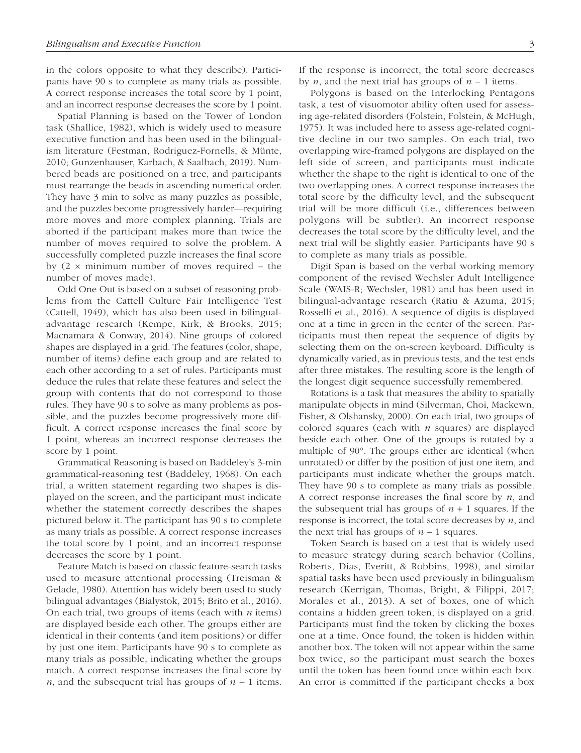in the colors opposite to what they describe). Participants have 90 s to complete as many trials as possible. A correct response increases the total score by 1 point, and an incorrect response decreases the score by 1 point.

Spatial Planning is based on the Tower of London task (Shallice, 1982), which is widely used to measure executive function and has been used in the bilingualism literature (Festman, Rodriguez-Fornells, & Münte, 2010; Gunzenhauser, Karbach, & Saalbach, 2019). Numbered beads are positioned on a tree, and participants must rearrange the beads in ascending numerical order. They have 3 min to solve as many puzzles as possible, and the puzzles become progressively harder—requiring more moves and more complex planning. Trials are aborted if the participant makes more than twice the number of moves required to solve the problem. A successfully completed puzzle increases the final score by (2 × minimum number of moves required – the number of moves made).

Odd One Out is based on a subset of reasoning problems from the Cattell Culture Fair Intelligence Test (Cattell, 1949), which has also been used in bilingual-advantage research (Kempe, Kirk, & Brooks, 2015; Macnamara & Conway, 2014). Nine groups of colored shapes are displayed in a grid. The features (color, shape, number of items) define each group and are related to each other according to a set of rules. Participants must deduce the rules that relate these features and select the group with contents that do not correspond to those rules. They have 90 s to solve as many problems as possible, and the puzzles become progressively more difficult. A correct response increases the final score by 1 point, whereas an incorrect response decreases the score by 1 point.

Grammatical Reasoning is based on Baddeley's 3-min grammatical-reasoning test (Baddeley, 1968). On each trial, a written statement regarding two shapes is displayed on the screen, and the participant must indicate whether the statement correctly describes the shapes pictured below it. The participant has 90 s to complete as many trials as possible. A correct response increases the total score by 1 point, and an incorrect response decreases the score by 1 point.

Feature Match is based on classic feature-search tasks used to measure attentional processing (Treisman & Gelade, 1980). Attention has widely been used to study bilingual advantages (Bialystok, 2015; Brito et al., 2016). On each trial, two groups of items (each with $n$ items) are displayed beside each other. The groups either are identical in their contents (and item positions) or differ by just one item. Participants have 90 s to complete as many trials as possible, indicating whether the groups match. A correct response increases the final score by $n$, and the subsequent trial has groups of $n + 1$ items. If the response is incorrect, the total score decreases by $n$, and the next trial has groups of $n - 1$ items.

Polygons is based on the Interlocking Pentagons task, a test of visuomotor ability often used for assessing age-related disorders (Folstein, Folstein, & McHugh, 1975). It was included here to assess age-related cognitive decline in our two samples. On each trial, two overlapping wire-framed polygons are displayed on the left side of screen, and participants must indicate whether the shape to the right is identical to one of the two overlapping ones. A correct response increases the total score by the difficulty level, and the subsequent trial will be more difficult (i.e., differences between polygons will be subtler). An incorrect response decreases the total score by the difficulty level, and the next trial will be slightly easier. Participants have 90 s to complete as many trials as possible.

Digit Span is based on the verbal working memory component of the revised Wechsler Adult Intelligence Scale (WAIS-R; Wechsler, 1981) and has been used in bilingual-advantage research (Ratiu & Azuma, 2015; Rosselli et al., 2016). A sequence of digits is displayed one at a time in green in the center of the screen. Participants must then repeat the sequence of digits by selecting them on the on-screen keyboard. Difficulty is dynamically varied, as in previous tests, and the test ends after three mistakes. The resulting score is the length of the longest digit sequence successfully remembered.

Rotations is a task that measures the ability to spatially manipulate objects in mind (Silverman, Choi, Mackewn, Fisher, & Olshansky, 2000). On each trial, two groups of colored squares (each with $n$ squares) are displayed beside each other. One of the groups is rotated by a multiple of 90°. The groups either are identical (when unrotated) or differ by the position of just one item, and participants must indicate whether the groups match. They have 90 s to complete as many trials as possible. A correct response increases the final score by $n$, and the subsequent trial has groups of $n + 1$ squares. If the response is incorrect, the total score decreases by $n$, and the next trial has groups of $n - 1$ squares.

Token Search is based on a test that is widely used to measure strategy during search behavior (Collins, Roberts, Dias, Everitt, & Robbins, 1998), and similar spatial tasks have been used previously in bilingualism research (Kerrigan, Thomas, Bright, & Filippi, 2017; Morales et al., 2013). A set of boxes, one of which contains a hidden green token, is displayed on a grid. Participants must find the token by clicking the boxes one at a time. Once found, the token is hidden within another box. The token will not appear within the same box twice, so the participant must search the boxes until the token has been found once within each box. An error is committed if the participant checks a box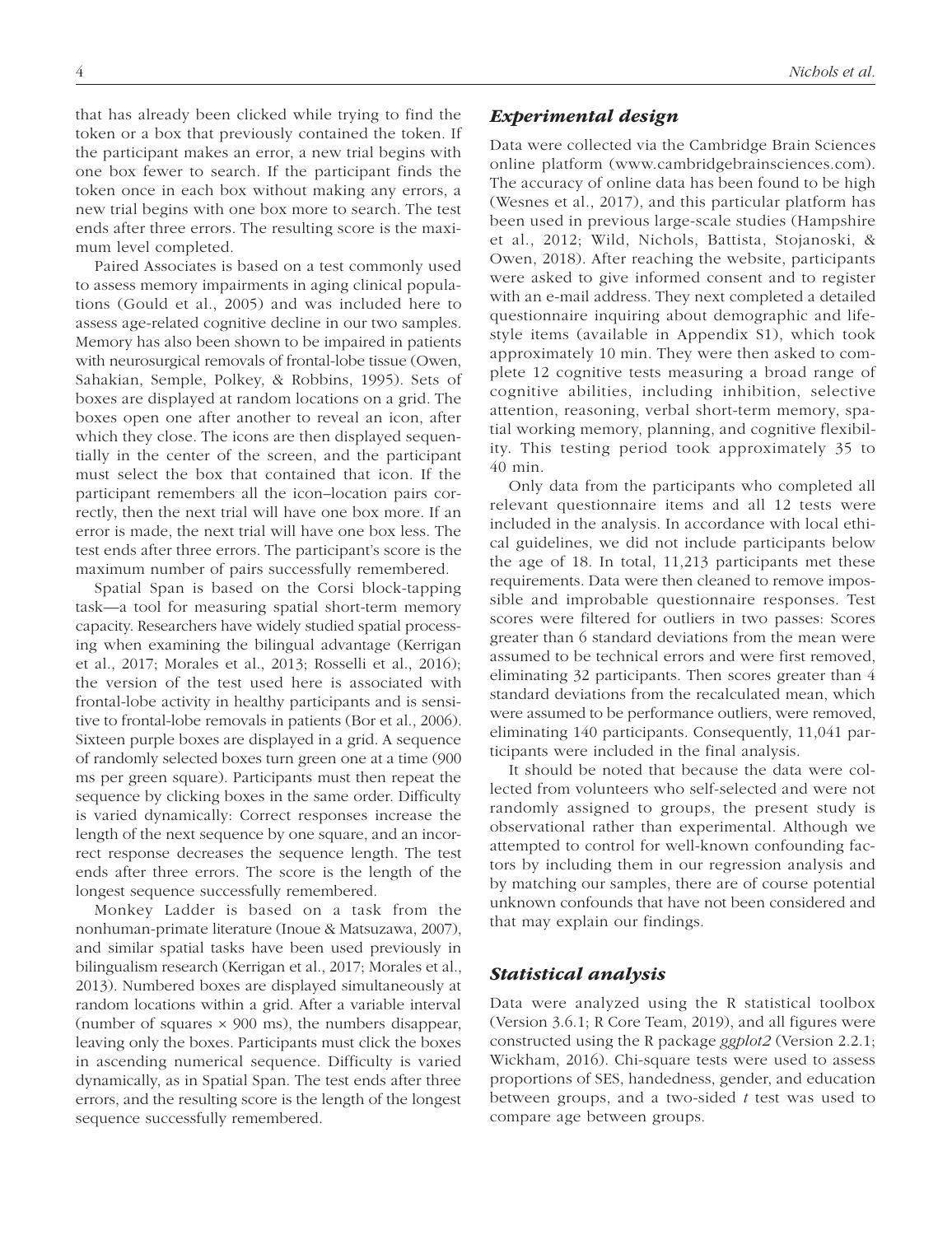that has already been clicked while trying to find the token or a box that previously contained the token. If the participant makes an error, a new trial begins with one box fewer to search. If the participant finds the token once in each box without making any errors, a new trial begins with one box more to search. The test ends after three errors. The resulting score is the maximum level completed.

Paired Associates is based on a test commonly used to assess memory impairments in aging clinical populations (Gould et al., 2005) and was included here to assess age-related cognitive decline in our two samples. Memory has also been shown to be impaired in patients with neurosurgical removals of frontal-lobe tissue (Owen, Sahakian, Semple, Polkey, & Robbins, 1995). Sets of boxes are displayed at random locations on a grid. The boxes open one after another to reveal an icon, after which they close. The icons are then displayed sequentially in the center of the screen, and the participant must select the box that contained that icon. If the participant remembers all the icon–location pairs correctly, then the next trial will have one box more. If an error is made, the next trial will have one box less. The test ends after three errors. The participant's score is the maximum number of pairs successfully remembered.

Spatial Span is based on the Corsi block-tapping task—a tool for measuring spatial short-term memory capacity. Researchers have widely studied spatial processing when examining the bilingual advantage (Kerrigan et al., 2017; Morales et al., 2013; Rosselli et al., 2016); the version of the test used here is associated with frontal-lobe activity in healthy participants and is sensitive to frontal-lobe removals in patients (Bor et al., 2006). Sixteen purple boxes are displayed in a grid. A sequence of randomly selected boxes turn green one at a time (900 ms per green square). Participants must then repeat the sequence by clicking boxes in the same order. Difficulty is varied dynamically: Correct responses increase the length of the next sequence by one square, and an incorrect response decreases the sequence length. The test ends after three errors. The score is the length of the longest sequence successfully remembered.

Monkey Ladder is based on a task from the nonhuman-primate literature (Inoue & Matsuzawa, 2007), and similar spatial tasks have been used previously in bilingualism research (Kerrigan et al., 2017; Morales et al., 2013). Numbered boxes are displayed simultaneously at random locations within a grid. After a variable interval (number of squares × 900 ms), the numbers disappear, leaving only the boxes. Participants must click the boxes in ascending numerical sequence. Difficulty is varied dynamically, as in Spatial Span. The test ends after three errors, and the resulting score is the length of the longest sequence successfully remembered.

## *Experimental design*

Data were collected via the Cambridge Brain Sciences online platform (www.cambridgebrainsciences.com). The accuracy of online data has been found to be high (Wesnes et al., 2017), and this particular platform has been used in previous large-scale studies (Hampshire et al., 2012; Wild, Nichols, Battista, Stojanoski, & Owen, 2018). After reaching the website, participants were asked to give informed consent and to register with an e-mail address. They next completed a detailed questionnaire inquiring about demographic and lifestyle items (available in Appendix S1), which took approximately 10 min. They were then asked to complete 12 cognitive tests measuring a broad range of cognitive abilities, including inhibition, selective attention, reasoning, verbal short-term memory, spatial working memory, planning, and cognitive flexibility. This testing period took approximately 35 to 40 min.

Only data from the participants who completed all relevant questionnaire items and all 12 tests were included in the analysis. In accordance with local ethical guidelines, we did not include participants below the age of 18. In total, 11,213 participants met these requirements. Data were then cleaned to remove impossible and improbable questionnaire responses. Test scores were filtered for outliers in two passes: Scores greater than 6 standard deviations from the mean were assumed to be technical errors and were first removed, eliminating 32 participants. Then scores greater than 4 standard deviations from the recalculated mean, which were assumed to be performance outliers, were removed, eliminating 140 participants. Consequently, 11,041 participants were included in the final analysis.

It should be noted that because the data were collected from volunteers who self-selected and were not randomly assigned to groups, the present study is observational rather than experimental. Although we attempted to control for well-known confounding factors by including them in our regression analysis and by matching our samples, there are of course potential unknown confounds that have not been considered and that may explain our findings.

## *Statistical analysis*

Data were analyzed using the R statistical toolbox (Version 3.6.1; R Core Team, 2019), and all figures were constructed using the R package *ggplot2* (Version 2.2.1; Wickham, 2016). Chi-square tests were used to assess proportions of SES, handedness, gender, and education between groups, and a two-sided $t$ test was used to compare age between groups.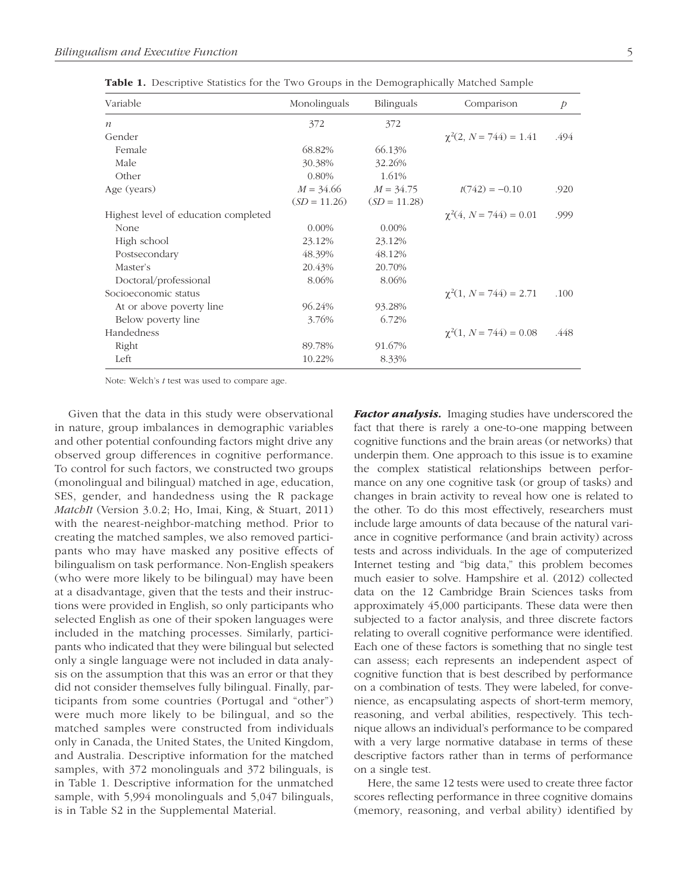**Table 1.** Descriptive Statistics for the Two Groups in the Demographically Matched Sample

| Variable | Monolinguals | Bilinguals | Comparison | $p$ |
|---|---|---|---|---|
| $n$ | 372 | 372 | | |
| Gender | | | $\chi^2(2, N = 744) = 1.41$ | .494 |
| Female | 68.82% | 66.13% | | |
| Male | 30.38% | 32.26% | | |
| Other | 0.80% | 1.61% | | |
| Age (years) | $M = 34.66$ ($SD = 11.26$) | $M = 34.75$ ($SD = 11.28$) | $t(742) = -0.10$ | .920 |
| Highest level of education completed | | | $\chi^2(4, N = 744) = 0.01$ | .999 |
| None | 0.00% | 0.00% | | |
| High school | 23.12% | 23.12% | | |
| Postsecondary | 48.39% | 48.12% | | |
| Master's | 20.43% | 20.70% | | |
| Doctoral/professional | 8.06% | 8.06% | | |
| Socioeconomic status | | | $\chi^2(1, N = 744) = 2.71$ | .100 |
| At or above poverty line | 96.24% | 93.28% | | |
| Below poverty line | 3.76% | 6.72% | | |
| Handedness | | | $\chi^2(1, N = 744) = 0.08$ | .448 |
| Right | 89.78% | 91.67% | | |
| Left | 10.22% | 8.33% | | |

Note: Welch's $t$ test was used to compare age.

Given that the data in this study were observational in nature, group imbalances in demographic variables and other potential confounding factors might drive any observed group differences in cognitive performance. To control for such factors, we constructed two groups (monolingual and bilingual) matched in age, education, SES, gender, and handedness using the R package *MatchIt* (Version 3.0.2; Ho, Imai, King, & Stuart, 2011) with the nearest-neighbor-matching method. Prior to creating the matched samples, we also removed participants who may have masked any positive effects of bilingualism on task performance. Non-English speakers (who were more likely to be bilingual) may have been at a disadvantage, given that the tests and their instructions were provided in English, so only participants who selected English as one of their spoken languages were included in the matching processes. Similarly, participants who indicated that they were bilingual but selected only a single language were not included in data analysis on the assumption that this was an error or that they did not consider themselves fully bilingual. Finally, participants from some countries (Portugal and "other") were much more likely to be bilingual, and so the matched samples were constructed from individuals only in Canada, the United States, the United Kingdom, and Australia. Descriptive information for the matched samples, with 372 monolinguals and 372 bilinguals, is in Table 1. Descriptive information for the unmatched sample, with 5,994 monolinguals and 5,047 bilinguals, is in Table S2 in the Supplemental Material.

***Factor analysis.*** Imaging studies have underscored the fact that there is rarely a one-to-one mapping between cognitive functions and the brain areas (or networks) that underpin them. One approach to this issue is to examine the complex statistical relationships between performance on any one cognitive task (or group of tasks) and changes in brain activity to reveal how one is related to the other. To do this most effectively, researchers must include large amounts of data because of the natural variance in cognitive performance (and brain activity) across tests and across individuals. In the age of computerized Internet testing and "big data," this problem becomes much easier to solve. Hampshire et al. (2012) collected data on the 12 Cambridge Brain Sciences tasks from approximately 45,000 participants. These data were then subjected to a factor analysis, and three discrete factors relating to overall cognitive performance were identified. Each one of these factors is something that no single test can assess; each represents an independent aspect of cognitive function that is best described by performance on a combination of tests. They were labeled, for convenience, as encapsulating aspects of short-term memory, reasoning, and verbal abilities, respectively. This technique allows an individual's performance to be compared with a very large normative database in terms of these descriptive factors rather than in terms of performance on a single test.

Here, the same 12 tests were used to create three factor scores reflecting performance in three cognitive domains (memory, reasoning, and verbal ability) identified by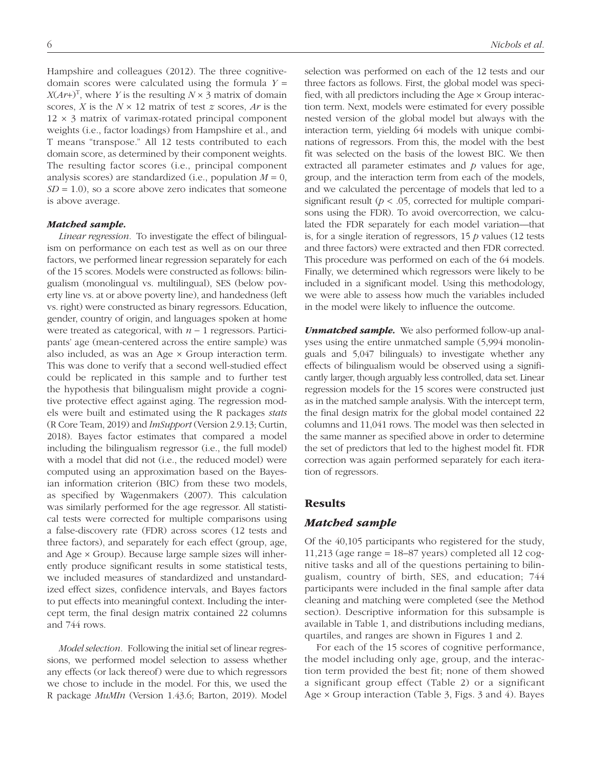Hampshire and colleagues (2012). The three cognitive-domain scores were calculated using the formula $Y = X(Ar+)^{\mathrm{T}}$, where $Y$ is the resulting $N \times 3$ matrix of domain scores, $X$ is the $N \times 12$ matrix of test $z$ scores, $Ar$ is the $12 \times 3$ matrix of varimax-rotated principal component weights (i.e., factor loadings) from Hampshire et al., and T means "transpose." All 12 tests contributed to each domain score, as determined by their component weights. The resulting factor scores (i.e., principal component analysis scores) are standardized (i.e., population $M = 0$, $SD = 1.0$), so a score above zero indicates that someone is above average.

#### *Matched sample.*

*Linear regression.* To investigate the effect of bilingualism on performance on each test as well as on our three factors, we performed linear regression separately for each of the 15 scores. Models were constructed as follows: bilingualism (monolingual vs. multilingual), SES (below poverty line vs. at or above poverty line), and handedness (left vs. right) were constructed as binary regressors. Education, gender, country of origin, and languages spoken at home were treated as categorical, with $n - 1$ regressors. Participants' age (mean-centered across the entire sample) was also included, as was an Age × Group interaction term. This was done to verify that a second well-studied effect could be replicated in this sample and to further test the hypothesis that bilingualism might provide a cognitive protective effect against aging. The regression models were built and estimated using the R packages *stats* (R Core Team, 2019) and *lmSupport* (Version 2.9.13; Curtin, 2018). Bayes factor estimates that compared a model including the bilingualism regressor (i.e., the full model) with a model that did not (i.e., the reduced model) were computed using an approximation based on the Bayesian information criterion (BIC) from these two models, as specified by Wagenmakers (2007). This calculation was similarly performed for the age regressor. All statistical tests were corrected for multiple comparisons using a false-discovery rate (FDR) across scores (12 tests and three factors), and separately for each effect (group, age, and Age × Group). Because large sample sizes will inherently produce significant results in some statistical tests, we included measures of standardized and unstandardized effect sizes, confidence intervals, and Bayes factors to put effects into meaningful context. Including the intercept term, the final design matrix contained 22 columns and 744 rows.

*Model selection.* Following the initial set of linear regressions, we performed model selection to assess whether any effects (or lack thereof) were due to which regressors we chose to include in the model. For this, we used the R package *MuMIn* (Version 1.43.6; Barton, 2019). Model selection was performed on each of the 12 tests and our three factors as follows. First, the global model was specified, with all predictors including the Age × Group interaction term. Next, models were estimated for every possible nested version of the global model but always with the interaction term, yielding 64 models with unique combinations of regressors. From this, the model with the best fit was selected on the basis of the lowest BIC. We then extracted all parameter estimates and $p$ values for age, group, and the interaction term from each of the models, and we calculated the percentage of models that led to a significant result ($p < .05$, corrected for multiple comparisons using the FDR). To avoid overcorrection, we calculated the FDR separately for each model variation—that is, for a single iteration of regressors, 15 $p$ values (12 tests and three factors) were extracted and then FDR corrected. This procedure was performed on each of the 64 models. Finally, we determined which regressors were likely to be included in a significant model. Using this methodology, we were able to assess how much the variables included in the model were likely to influence the outcome.

***Unmatched sample.*** We also performed follow-up analyses using the entire unmatched sample (5,994 monolinguals and 5,047 bilinguals) to investigate whether any effects of bilingualism would be observed using a significantly larger, though arguably less controlled, data set. Linear regression models for the 15 scores were constructed just as in the matched sample analysis. With the intercept term, the final design matrix for the global model contained 22 columns and 11,041 rows. The model was then selected in the same manner as specified above in order to determine the set of predictors that led to the highest model fit. FDR correction was again performed separately for each iteration of regressors.

## Results

### *Matched sample*

Of the 40,105 participants who registered for the study, 11,213 (age range = 18–87 years) completed all 12 cognitive tasks and all of the questions pertaining to bilingualism, country of birth, SES, and education; 744 participants were included in the final sample after data cleaning and matching were completed (see the Method section). Descriptive information for this subsample is available in Table 1, and distributions including medians, quartiles, and ranges are shown in Figures 1 and 2.

For each of the 15 scores of cognitive performance, the model including only age, group, and the interaction term provided the best fit; none of them showed a significant group effect (Table 2) or a significant Age × Group interaction (Table 3, Figs. 3 and 4). Bayes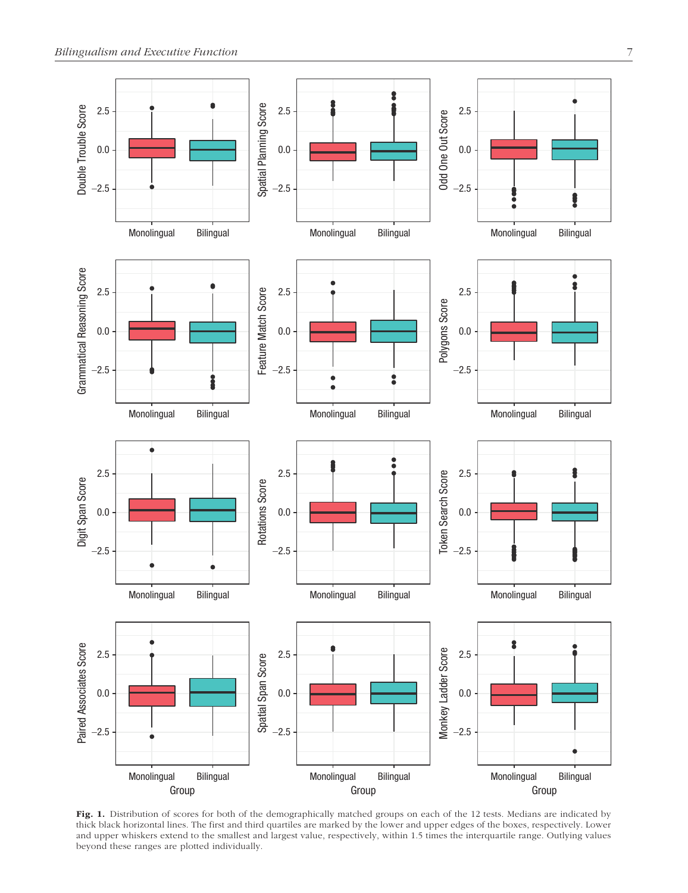**Fig. 1.** Distribution of scores for both of the demographically matched groups on each of the 12 tests. Medians are indicated by thick black horizontal lines. The first and third quartiles are marked by the lower and upper edges of the boxes, respectively. Lower and upper whiskers extend to the smallest and largest value, respectively, within 1.5 times the interquartile range. Outlying values beyond these ranges are plotted individually.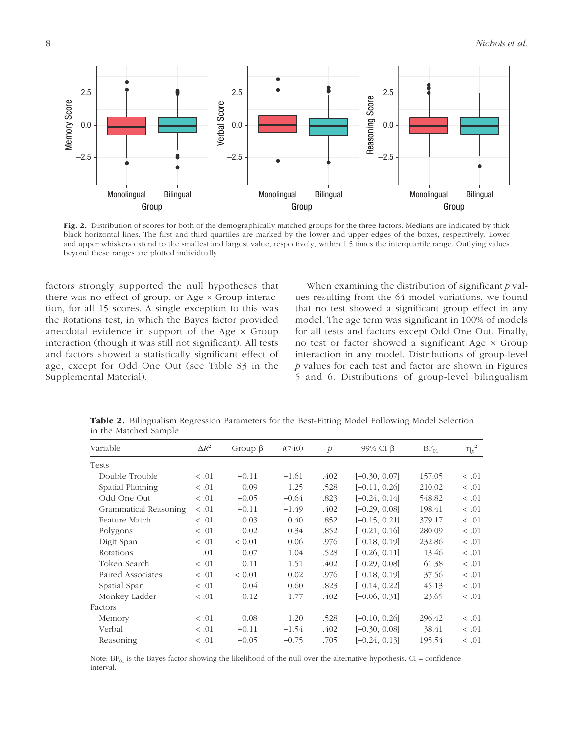Fig. 2. Distribution of scores for both of the demographically matched groups for the three factors. Medians are indicated by thick black horizontal lines. The first and third quartiles are marked by the lower and upper edges of the boxes, respectively. Lower and upper whiskers extend to the smallest and largest value, respectively, within 1.5 times the interquartile range. Outlying values beyond these ranges are plotted individually.

factors strongly supported the null hypotheses that there was no effect of group, or Age × Group interaction, for all 15 scores. A single exception to this was the Rotations test, in which the Bayes factor provided anecdotal evidence in support of the Age × Group interaction (though it was still not significant). All tests and factors showed a statistically significant effect of age, except for Odd One Out (see Table S3 in the Supplemental Material).

When examining the distribution of significant *p* values resulting from the 64 model variations, we found that no test showed a significant group effect in any model. The age term was significant in 100% of models for all tests and factors except Odd One Out. Finally, no test or factor showed a significant Age × Group interaction in any model. Distributions of group-level *p* values for each test and factor are shown in Figures 5 and 6. Distributions of group-level bilingualism

**Table 2.** Bilingualism Regression Parameters for the Best-Fitting Model Following Model Selection in the Matched Sample

| Variable | $\Delta R^2$ | Group β | *t*(740) | *p* | 99% CI β | $BF_{01}$ | $\eta_p^2$ |
|---|---|---|---|---|---|---|---|
| Tests | | | | | | | |
| Double Trouble | < .01 | −0.11 | −1.61 | .402 | [−0.30, 0.07] | 157.05 | < .01 |
| Spatial Planning | < .01 | 0.09 | 1.25 | .528 | [−0.11, 0.26] | 210.02 | < .01 |
| Odd One Out | < .01 | −0.05 | −0.64 | .823 | [−0.24, 0.14] | 548.82 | < .01 |
| Grammatical Reasoning | < .01 | −0.11 | −1.49 | .402 | [−0.29, 0.08] | 198.41 | < .01 |
| Feature Match | < .01 | 0.03 | 0.40 | .852 | [−0.15, 0.21] | 379.17 | < .01 |
| Polygons | < .01 | −0.02 | −0.34 | .852 | [−0.21, 0.16] | 280.09 | < .01 |
| Digit Span | < .01 | < 0.01 | 0.06 | .976 | [−0.18, 0.19] | 232.86 | < .01 |
| Rotations | .01 | −0.07 | −1.04 | .528 | [−0.26, 0.11] | 13.46 | < .01 |
| Token Search | < .01 | −0.11 | −1.51 | .402 | [−0.29, 0.08] | 61.38 | < .01 |
| Paired Associates | < .01 | < 0.01 | 0.02 | .976 | [−0.18, 0.19] | 37.56 | < .01 |
| Spatial Span | < .01 | 0.04 | 0.60 | .823 | [−0.14, 0.22] | 45.13 | < .01 |
| Monkey Ladder | < .01 | 0.12 | 1.77 | .402 | [−0.06, 0.31] | 23.65 | < .01 |
| Factors | | | | | | | |
| Memory | < .01 | 0.08 | 1.20 | .528 | [−0.10, 0.26] | 296.42 | < .01 |
| Verbal | < .01 | −0.11 | −1.54 | .402 | [−0.30, 0.08] | 38.41 | < .01 |
| Reasoning | < .01 | −0.05 | −0.75 | .705 | [−0.24, 0.13] | 195.54 | < .01 |

Note: $BF_{01}$ is the Bayes factor showing the likelihood of the null over the alternative hypothesis. CI = confidence interval.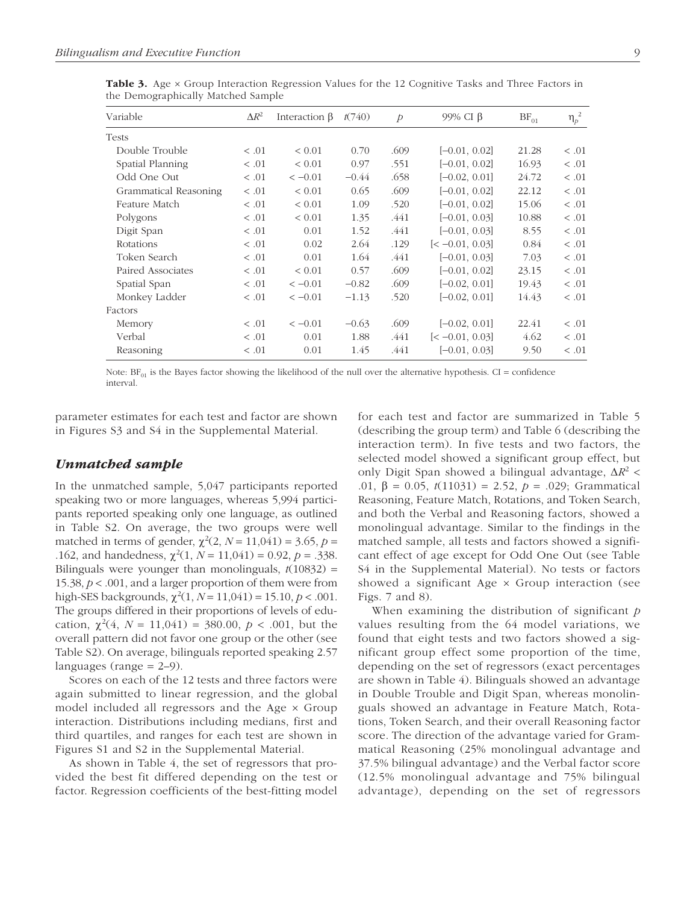**Table 3.** Age × Group Interaction Regression Values for the 12 Cognitive Tasks and Three Factors in the Demographically Matched Sample

| Variable | $\Delta R^2$ | Interaction β | $t(740)$ | $p$ | 99% CI β | $BF_{01}$ | $\eta_p^2$ |
|---|---|---|---|---|---|---|---|
| Tests | | | | | | | |
| Double Trouble | < .01 | < 0.01 | 0.70 | .609 | [−0.01, 0.02] | 21.28 | < .01 |
| Spatial Planning | < .01 | < 0.01 | 0.97 | .551 | [−0.01, 0.02] | 16.93 | < .01 |
| Odd One Out | < .01 | < −0.01 | −0.44 | .658 | [−0.02, 0.01] | 24.72 | < .01 |
| Grammatical Reasoning | < .01 | < 0.01 | 0.65 | .609 | [−0.01, 0.02] | 22.12 | < .01 |
| Feature Match | < .01 | < 0.01 | 1.09 | .520 | [−0.01, 0.02] | 15.06 | < .01 |
| Polygons | < .01 | < 0.01 | 1.35 | .441 | [−0.01, 0.03] | 10.88 | < .01 |
| Digit Span | < .01 | 0.01 | 1.52 | .441 | [−0.01, 0.03] | 8.55 | < .01 |
| Rotations | < .01 | 0.02 | 2.64 | .129 | [< −0.01, 0.03] | 0.84 | < .01 |
| Token Search | < .01 | 0.01 | 1.64 | .441 | [−0.01, 0.03] | 7.03 | < .01 |
| Paired Associates | < .01 | < 0.01 | 0.57 | .609 | [−0.01, 0.02] | 23.15 | < .01 |
| Spatial Span | < .01 | < −0.01 | −0.82 | .609 | [−0.02, 0.01] | 19.43 | < .01 |
| Monkey Ladder | < .01 | < −0.01 | −1.13 | .520 | [−0.02, 0.01] | 14.43 | < .01 |
| Factors | | | | | | | |
| Memory | < .01 | < −0.01 | −0.63 | .609 | [−0.02, 0.01] | 22.41 | < .01 |
| Verbal | < .01 | 0.01 | 1.88 | .441 | [< −0.01, 0.03] | 4.62 | < .01 |
| Reasoning | < .01 | 0.01 | 1.45 | .441 | [−0.01, 0.03] | 9.50 | < .01 |

Note: $BF_{01}$ is the Bayes factor showing the likelihood of the null over the alternative hypothesis. CI = confidence interval.

parameter estimates for each test and factor are shown in Figures S3 and S4 in the Supplemental Material.

### *Unmatched sample*

In the unmatched sample, 5,047 participants reported speaking two or more languages, whereas 5,994 participants reported speaking only one language, as outlined in Table S2. On average, the two groups were well matched in terms of gender, $\chi^2(2, N = 11{,}041) = 3.65$, $p = .162$, and handedness, $\chi^2(1, N = 11{,}041) = 0.92$, $p = .338$. Bilinguals were younger than monolinguals, $t(10832) = 15.38$, $p < .001$, and a larger proportion of them were from high-SES backgrounds, $\chi^2(1, N = 11{,}041) = 15.10$, $p < .001$. The groups differed in their proportions of levels of education, $\chi^2(4, N = 11{,}041) = 380.00$, $p < .001$, but the overall pattern did not favor one group or the other (see Table S2). On average, bilinguals reported speaking 2.57 languages (range = 2–9).

Scores on each of the 12 tests and three factors were again submitted to linear regression, and the global model included all regressors and the Age × Group interaction. Distributions including medians, first and third quartiles, and ranges for each test are shown in Figures S1 and S2 in the Supplemental Material.

As shown in Table 4, the set of regressors that provided the best fit differed depending on the test or factor. Regression coefficients of the best-fitting model for each test and factor are summarized in Table 5 (describing the group term) and Table 6 (describing the interaction term). In five tests and two factors, the selected model showed a significant group effect, but only Digit Span showed a bilingual advantage, $\Delta R^2 < .01$, $\beta = 0.05$, $t(11031) = 2.52$, $p = .029$; Grammatical Reasoning, Feature Match, Rotations, and Token Search, and both the Verbal and Reasoning factors, showed a monolingual advantage. Similar to the findings in the matched sample, all tests and factors showed a significant effect of age except for Odd One Out (see Table S4 in the Supplemental Material). No tests or factors showed a significant Age × Group interaction (see Figs. 7 and 8).

When examining the distribution of significant $p$ values resulting from the 64 model variations, we found that eight tests and two factors showed a significant group effect some proportion of the time, depending on the set of regressors (exact percentages are shown in Table 4). Bilinguals showed an advantage in Double Trouble and Digit Span, whereas monolinguals showed an advantage in Feature Match, Rotations, Token Search, and their overall Reasoning factor score. The direction of the advantage varied for Grammatical Reasoning (25% monolingual advantage and 37.5% bilingual advantage) and the Verbal factor score (12.5% monolingual advantage and 75% bilingual advantage), depending on the set of regressors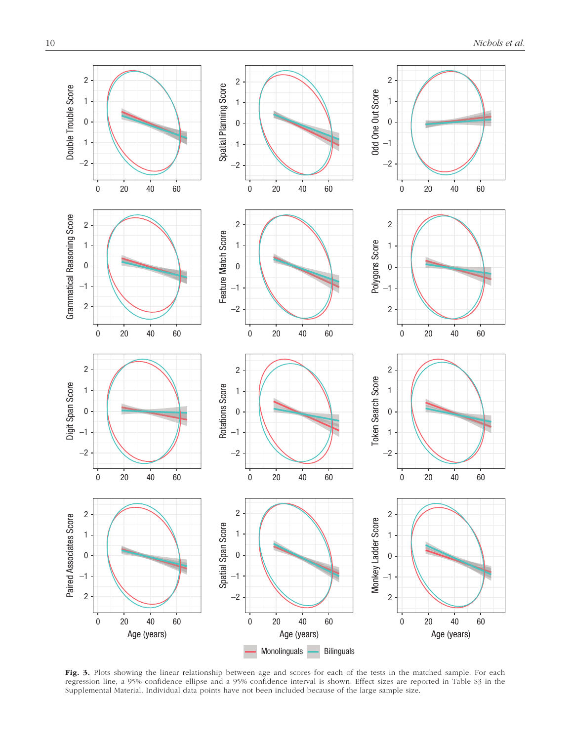**Fig. 3.** Plots showing the linear relationship between age and scores for each of the tests in the matched sample. For each regression line, a 95% confidence ellipse and a 95% confidence interval is shown. Effect sizes are reported in Table S3 in the Supplemental Material. Individual data points have not been included because of the large sample size.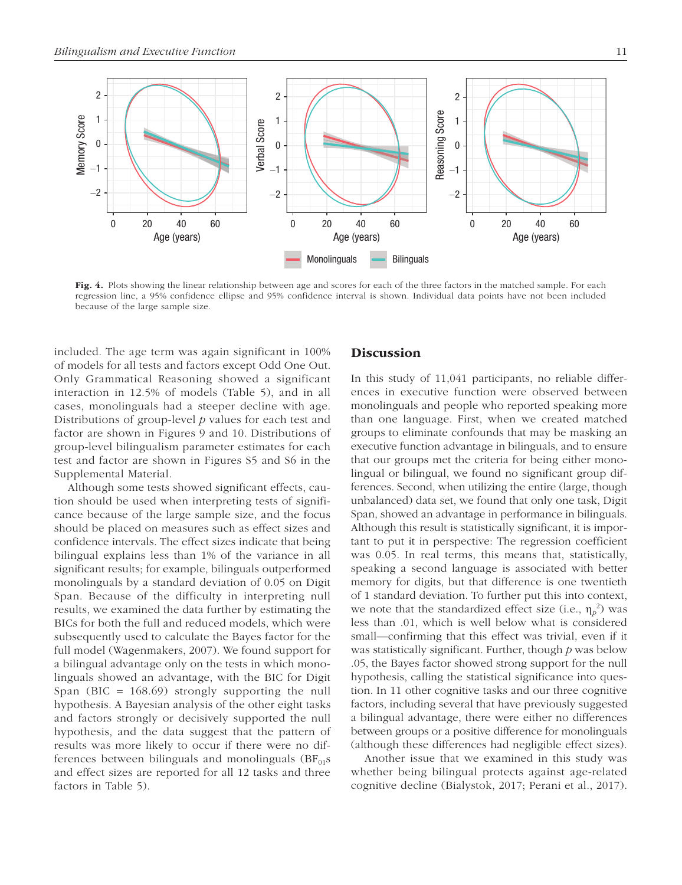**Fig. 4.** Plots showing the linear relationship between age and scores for each of the three factors in the matched sample. For each regression line, a 95% confidence ellipse and 95% confidence interval is shown. Individual data points have not been included because of the large sample size.

included. The age term was again significant in 100% of models for all tests and factors except Odd One Out. Only Grammatical Reasoning showed a significant interaction in 12.5% of models (Table 5), and in all cases, monolinguals had a steeper decline with age. Distributions of group-level *p* values for each test and factor are shown in Figures 9 and 10. Distributions of group-level bilingualism parameter estimates for each test and factor are shown in Figures S5 and S6 in the Supplemental Material.

Although some tests showed significant effects, caution should be used when interpreting tests of significance because of the large sample size, and the focus should be placed on measures such as effect sizes and confidence intervals. The effect sizes indicate that being bilingual explains less than 1% of the variance in all significant results; for example, bilinguals outperformed monolinguals by a standard deviation of 0.05 on Digit Span. Because of the difficulty in interpreting null results, we examined the data further by estimating the BICs for both the full and reduced models, which were subsequently used to calculate the Bayes factor for the full model (Wagenmakers, 2007). We found support for a bilingual advantage only on the tests in which monolinguals showed an advantage, with the BIC for Digit Span (BIC = 168.69) strongly supporting the null hypothesis. A Bayesian analysis of the other eight tasks and factors strongly or decisively supported the null hypothesis, and the data suggest that the pattern of results was more likely to occur if there were no differences between bilinguals and monolinguals ($BF_{01}$s and effect sizes are reported for all 12 tasks and three factors in Table 5).

## Discussion

In this study of 11,041 participants, no reliable differences in executive function were observed between monolinguals and people who reported speaking more than one language. First, when we created matched groups to eliminate confounds that may be masking an executive function advantage in bilinguals, and to ensure that our groups met the criteria for being either monolingual or bilingual, we found no significant group differences. Second, when utilizing the entire (large, though unbalanced) data set, we found that only one task, Digit Span, showed an advantage in performance in bilinguals. Although this result is statistically significant, it is important to put it in perspective: The regression coefficient was 0.05. In real terms, this means that, statistically, speaking a second language is associated with better memory for digits, but that difference is one twentieth of 1 standard deviation. To further put this into context, we note that the standardized effect size (i.e., $\eta_p^2$) was less than .01, which is well below what is considered small—confirming that this effect was trivial, even if it was statistically significant. Further, though *p* was below .05, the Bayes factor showed strong support for the null hypothesis, calling the statistical significance into question. In 11 other cognitive tasks and our three cognitive factors, including several that have previously suggested a bilingual advantage, there were either no differences between groups or a positive difference for monolinguals (although these differences had negligible effect sizes).

Another issue that we examined in this study was whether being bilingual protects against age-related cognitive decline (Bialystok, 2017; Perani et al., 2017).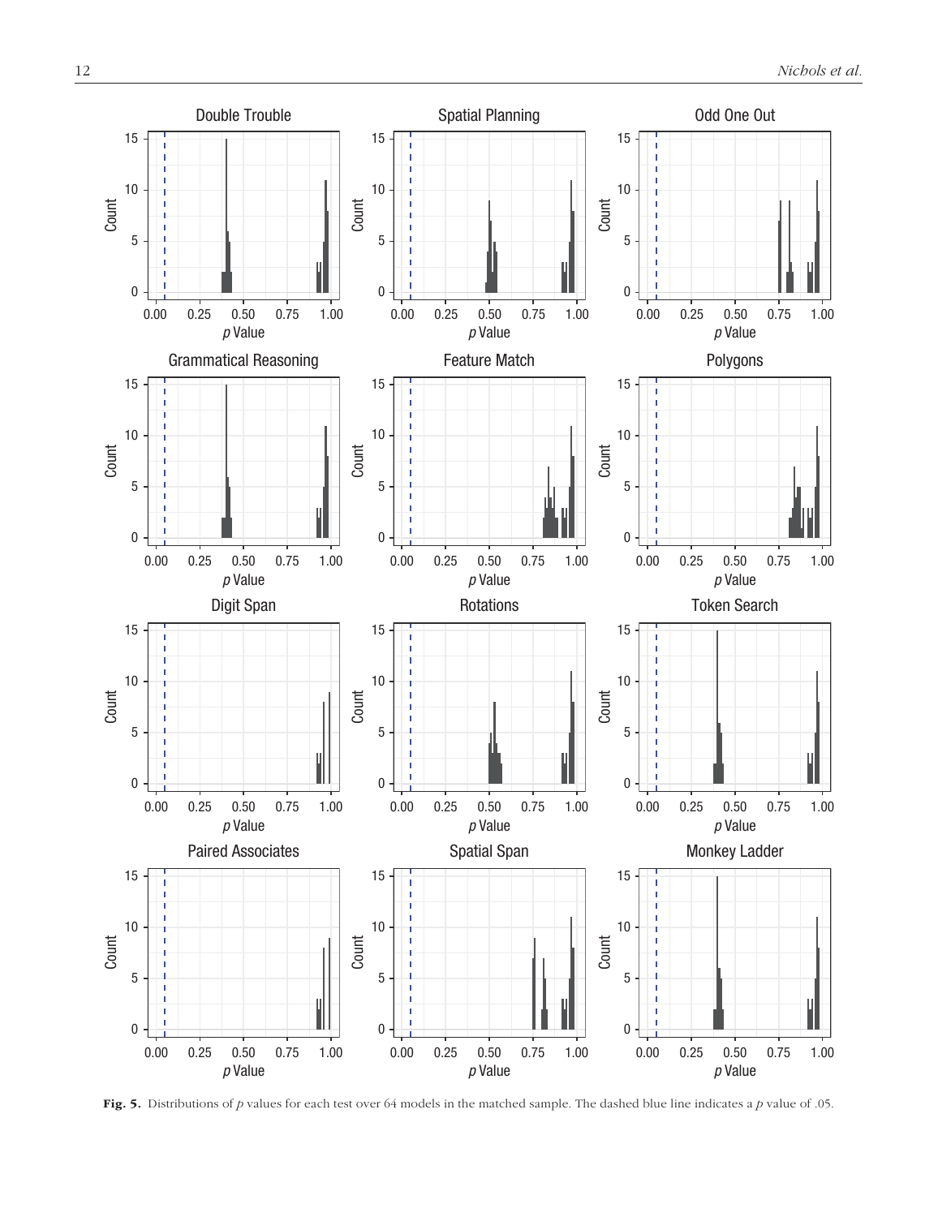**Fig. 5.** Distributions of $p$ values for each test over 64 models in the matched sample. The dashed blue line indicates a $p$ value of .05.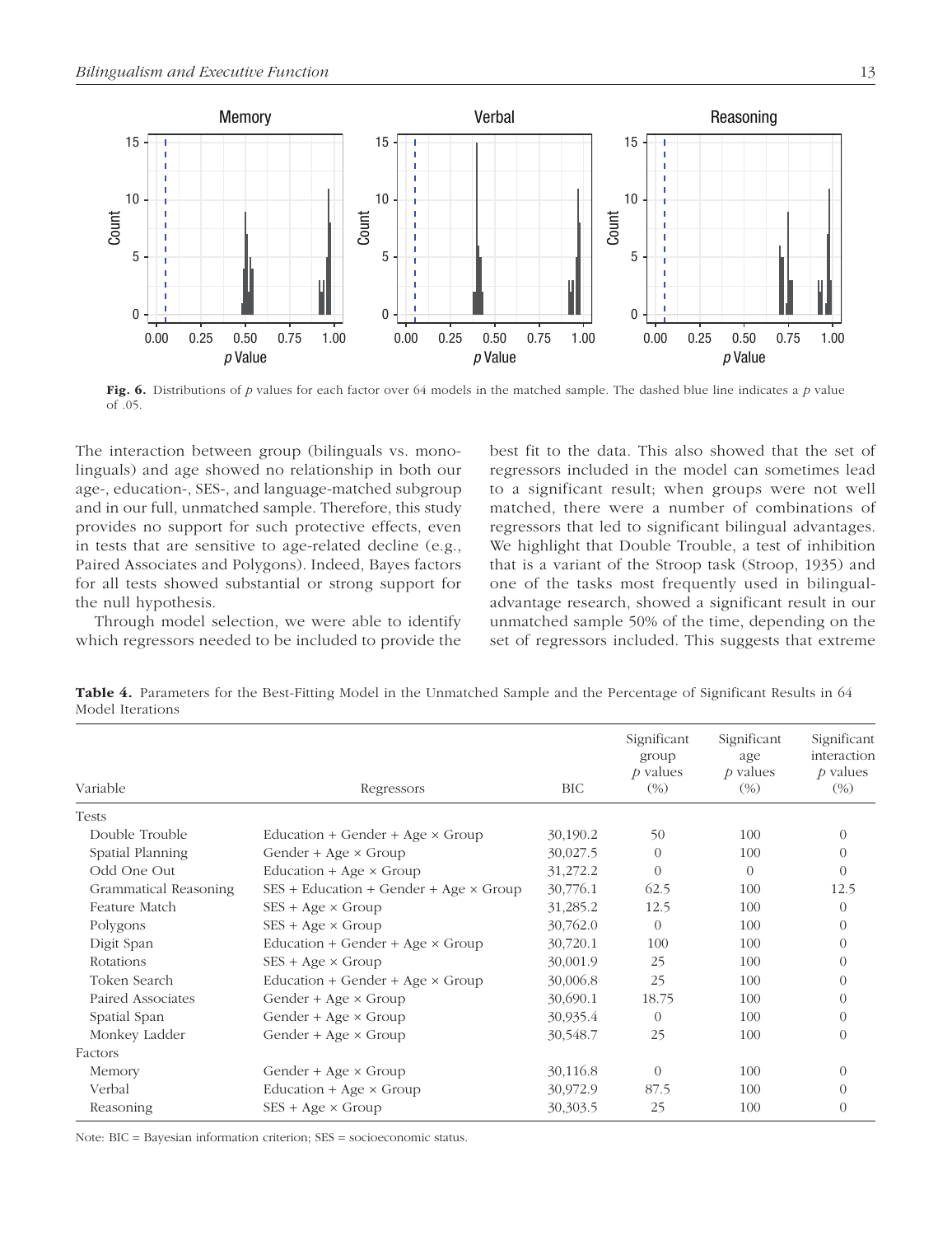Fig. 6. Distributions of $p$ values for each factor over 64 models in the matched sample. The dashed blue line indicates a $p$ value of .05.

The interaction between group (bilinguals vs. monolinguals) and age showed no relationship in both our age-, education-, SES-, and language-matched subgroup and in our full, unmatched sample. Therefore, this study provides no support for such protective effects, even in tests that are sensitive to age-related decline (e.g., Paired Associates and Polygons). Indeed, Bayes factors for all tests showed substantial or strong support for the null hypothesis.

Through model selection, we were able to identify which regressors needed to be included to provide the best fit to the data. This also showed that the set of regressors included in the model can sometimes lead to a significant result; when groups were not well matched, there were a number of combinations of regressors that led to significant bilingual advantages. We highlight that Double Trouble, a test of inhibition that is a variant of the Stroop task (Stroop, 1935) and one of the tasks most frequently used in bilingual-advantage research, showed a significant result in our unmatched sample 50% of the time, depending on the set of regressors included. This suggests that extreme

**Table 4.** Parameters for the Best-Fitting Model in the Unmatched Sample and the Percentage of Significant Results in 64 Model Iterations

| Variable | Regressors | BIC | Significant group $p$ values (%) | Significant age $p$ values (%) | Significant interaction $p$ values (%) |
|---|---|---|---|---|---|
| Tests | | | | | |
| Double Trouble | Education + Gender + Age × Group | 30,190.2 | 50 | 100 | 0 |
| Spatial Planning | Gender + Age × Group | 30,027.5 | 0 | 100 | 0 |
| Odd One Out | Education + Age × Group | 31,272.2 | 0 | 0 | 0 |
| Grammatical Reasoning | SES + Education + Gender + Age × Group | 30,776.1 | 62.5 | 100 | 12.5 |
| Feature Match | SES + Age × Group | 31,285.2 | 12.5 | 100 | 0 |
| Polygons | SES + Age × Group | 30,762.0 | 0 | 100 | 0 |
| Digit Span | Education + Gender + Age × Group | 30,720.1 | 100 | 100 | 0 |
| Rotations | SES + Age × Group | 30,001.9 | 25 | 100 | 0 |
| Token Search | Education + Gender + Age × Group | 30,006.8 | 25 | 100 | 0 |
| Paired Associates | Gender + Age × Group | 30,690.1 | 18.75 | 100 | 0 |
| Spatial Span | Gender + Age × Group | 30,935.4 | 0 | 100 | 0 |
| Monkey Ladder | Gender + Age × Group | 30,548.7 | 25 | 100 | 0 |
| Factors | | | | | |
| Memory | Gender + Age × Group | 30,116.8 | 0 | 100 | 0 |
| Verbal | Education + Age × Group | 30,972.9 | 87.5 | 100 | 0 |
| Reasoning | SES + Age × Group | 30,303.5 | 25 | 100 | 0 |

Note: BIC = Bayesian information criterion; SES = socioeconomic status.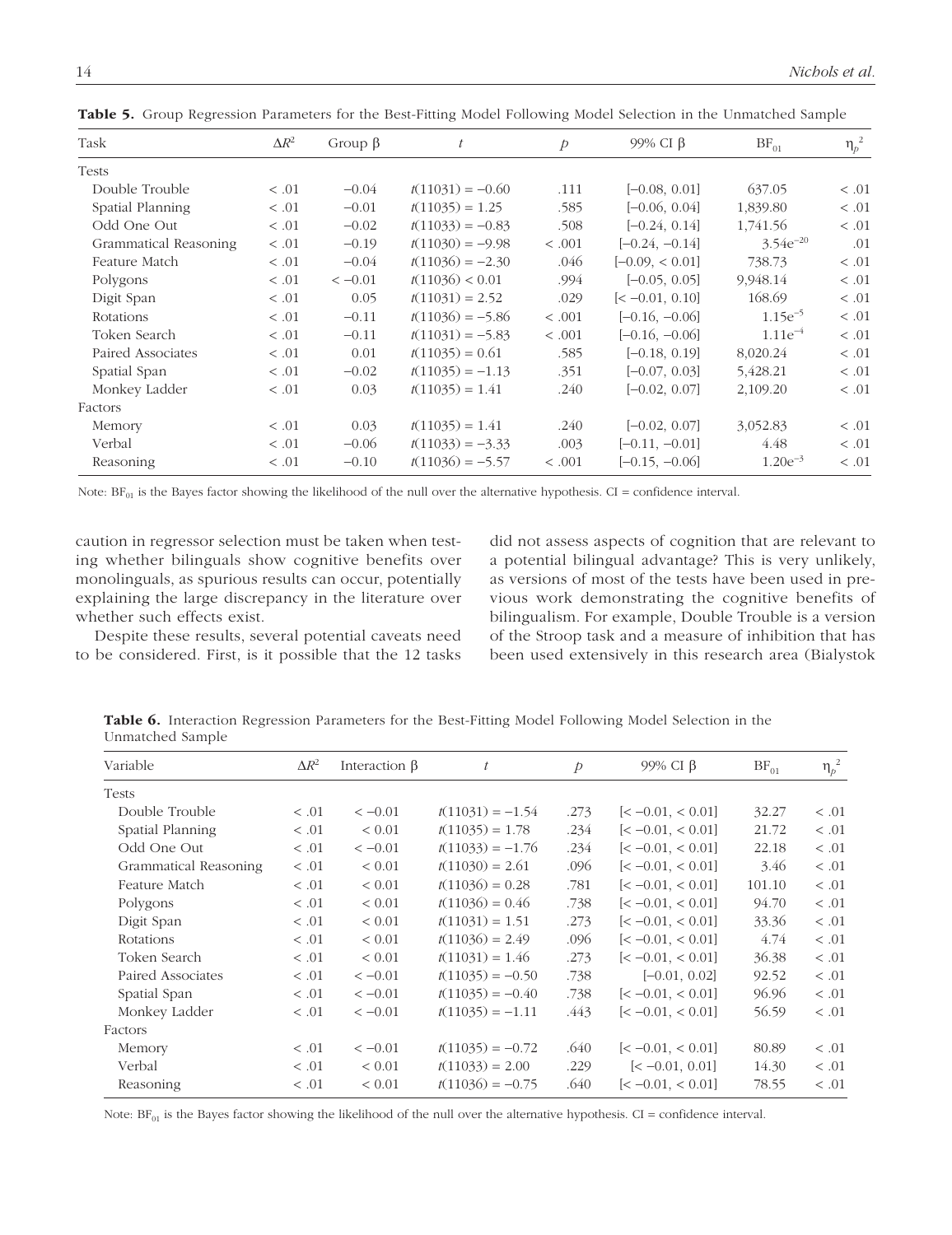**Table 5.** Group Regression Parameters for the Best-Fitting Model Following Model Selection in the Unmatched Sample

| Task | $\Delta R^2$ | Group β | $t$ | $p$ | 99% CI β | $BF_{01}$ | $\eta_p^2$ |
|---|---|---|---|---|---|---|---|
| Tests | | | | | | | |
| Double Trouble | < .01 | −0.04 | $t$(11031) = −0.60 | .111 | [−0.08, 0.01] | 637.05 | < .01 |
| Spatial Planning | < .01 | −0.01 | $t$(11035) = 1.25 | .585 | [−0.06, 0.04] | 1,839.80 | < .01 |
| Odd One Out | < .01 | −0.02 | $t$(11033) = −0.83 | .508 | [−0.24, 0.14] | 1,741.56 | < .01 |
| Grammatical Reasoning | < .01 | −0.19 | $t$(11030) = −9.98 | < .001 | [−0.24, −0.14] | $3.54e^{-20}$ | .01 |
| Feature Match | < .01 | −0.04 | $t$(11036) = −2.30 | .046 | [−0.09, < 0.01] | 738.73 | < .01 |
| Polygons | < .01 | < −0.01 | $t$(11036) < 0.01 | .994 | [−0.05, 0.05] | 9,948.14 | < .01 |
| Digit Span | < .01 | 0.05 | $t$(11031) = 2.52 | .029 | [< −0.01, 0.10] | 168.69 | < .01 |
| Rotations | < .01 | −0.11 | $t$(11036) = −5.86 | < .001 | [−0.16, −0.06] | $1.15e^{-5}$ | < .01 |
| Token Search | < .01 | −0.11 | $t$(11031) = −5.83 | < .001 | [−0.16, −0.06] | $1.11e^{-4}$ | < .01 |
| Paired Associates | < .01 | 0.01 | $t$(11035) = 0.61 | .585 | [−0.18, 0.19] | 8,020.24 | < .01 |
| Spatial Span | < .01 | −0.02 | $t$(11035) = −1.13 | .351 | [−0.07, 0.03] | 5,428.21 | < .01 |
| Monkey Ladder | < .01 | 0.03 | $t$(11035) = 1.41 | .240 | [−0.02, 0.07] | 2,109.20 | < .01 |
| Factors | | | | | | | |
| Memory | < .01 | 0.03 | $t$(11035) = 1.41 | .240 | [−0.02, 0.07] | 3,052.83 | < .01 |
| Verbal | < .01 | −0.06 | $t$(11033) = −3.33 | .003 | [−0.11, −0.01] | 4.48 | < .01 |
| Reasoning | < .01 | −0.10 | $t$(11036) = −5.57 | < .001 | [−0.15, −0.06] | $1.20e^{-3}$ | < .01 |

Note: $BF_{01}$ is the Bayes factor showing the likelihood of the null over the alternative hypothesis. CI = confidence interval.

caution in regressor selection must be taken when testing whether bilinguals show cognitive benefits over monolinguals, as spurious results can occur, potentially explaining the large discrepancy in the literature over whether such effects exist.

Despite these results, several potential caveats need to be considered. First, is it possible that the 12 tasks did not assess aspects of cognition that are relevant to a potential bilingual advantage? This is very unlikely, as versions of most of the tests have been used in previous work demonstrating the cognitive benefits of bilingualism. For example, Double Trouble is a version of the Stroop task and a measure of inhibition that has been used extensively in this research area (Bialystok

**Table 6.** Interaction Regression Parameters for the Best-Fitting Model Following Model Selection in the Unmatched Sample

| Variable | $\Delta R^2$ | Interaction β | $t$ | $p$ | 99% CI β | $BF_{01}$ | $\eta_p^2$ |
|---|---|---|---|---|---|---|---|
| Tests | | | | | | | |
| Double Trouble | < .01 | < −0.01 | $t$(11031) = −1.54 | .273 | [< −0.01, < 0.01] | 32.27 | < .01 |
| Spatial Planning | < .01 | < 0.01 | $t$(11035) = 1.78 | .234 | [< −0.01, < 0.01] | 21.72 | < .01 |
| Odd One Out | < .01 | < −0.01 | $t$(11033) = −1.76 | .234 | [< −0.01, < 0.01] | 22.18 | < .01 |
| Grammatical Reasoning | < .01 | < 0.01 | $t$(11030) = 2.61 | .096 | [< −0.01, < 0.01] | 3.46 | < .01 |
| Feature Match | < .01 | < 0.01 | $t$(11036) = 0.28 | .781 | [< −0.01, < 0.01] | 101.10 | < .01 |
| Polygons | < .01 | < 0.01 | $t$(11036) = 0.46 | .738 | [< −0.01, < 0.01] | 94.70 | < .01 |
| Digit Span | < .01 | < 0.01 | $t$(11031) = 1.51 | .273 | [< −0.01, < 0.01] | 33.36 | < .01 |
| Rotations | < .01 | < 0.01 | $t$(11036) = 2.49 | .096 | [< −0.01, < 0.01] | 4.74 | < .01 |
| Token Search | < .01 | < 0.01 | $t$(11031) = 1.46 | .273 | [< −0.01, < 0.01] | 36.38 | < .01 |
| Paired Associates | < .01 | < −0.01 | $t$(11035) = −0.50 | .738 | [−0.01, 0.02] | 92.52 | < .01 |
| Spatial Span | < .01 | < −0.01 | $t$(11035) = −0.40 | .738 | [< −0.01, < 0.01] | 96.96 | < .01 |
| Monkey Ladder | < .01 | < −0.01 | $t$(11035) = −1.11 | .443 | [< −0.01, < 0.01] | 56.59 | < .01 |
| Factors | | | | | | | |
| Memory | < .01 | < −0.01 | $t$(11035) = −0.72 | .640 | [< −0.01, < 0.01] | 80.89 | < .01 |
| Verbal | < .01 | < 0.01 | $t$(11033) = 2.00 | .229 | [< −0.01, 0.01] | 14.30 | < .01 |
| Reasoning | < .01 | < 0.01 | $t$(11036) = −0.75 | .640 | [< −0.01, < 0.01] | 78.55 | < .01 |

Note: $BF_{01}$ is the Bayes factor showing the likelihood of the null over the alternative hypothesis. CI = confidence interval.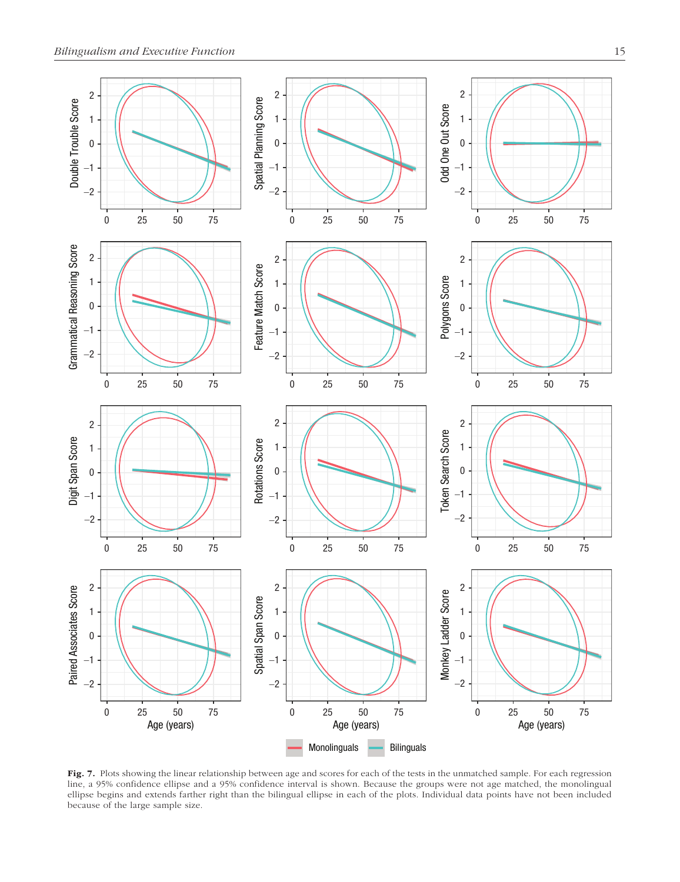**Fig. 7.** Plots showing the linear relationship between age and scores for each of the tests in the unmatched sample. For each regression line, a 95% confidence ellipse and a 95% confidence interval is shown. Because the groups were not age matched, the monolingual ellipse begins and extends farther right than the bilingual ellipse in each of the plots. Individual data points have not been included because of the large sample size.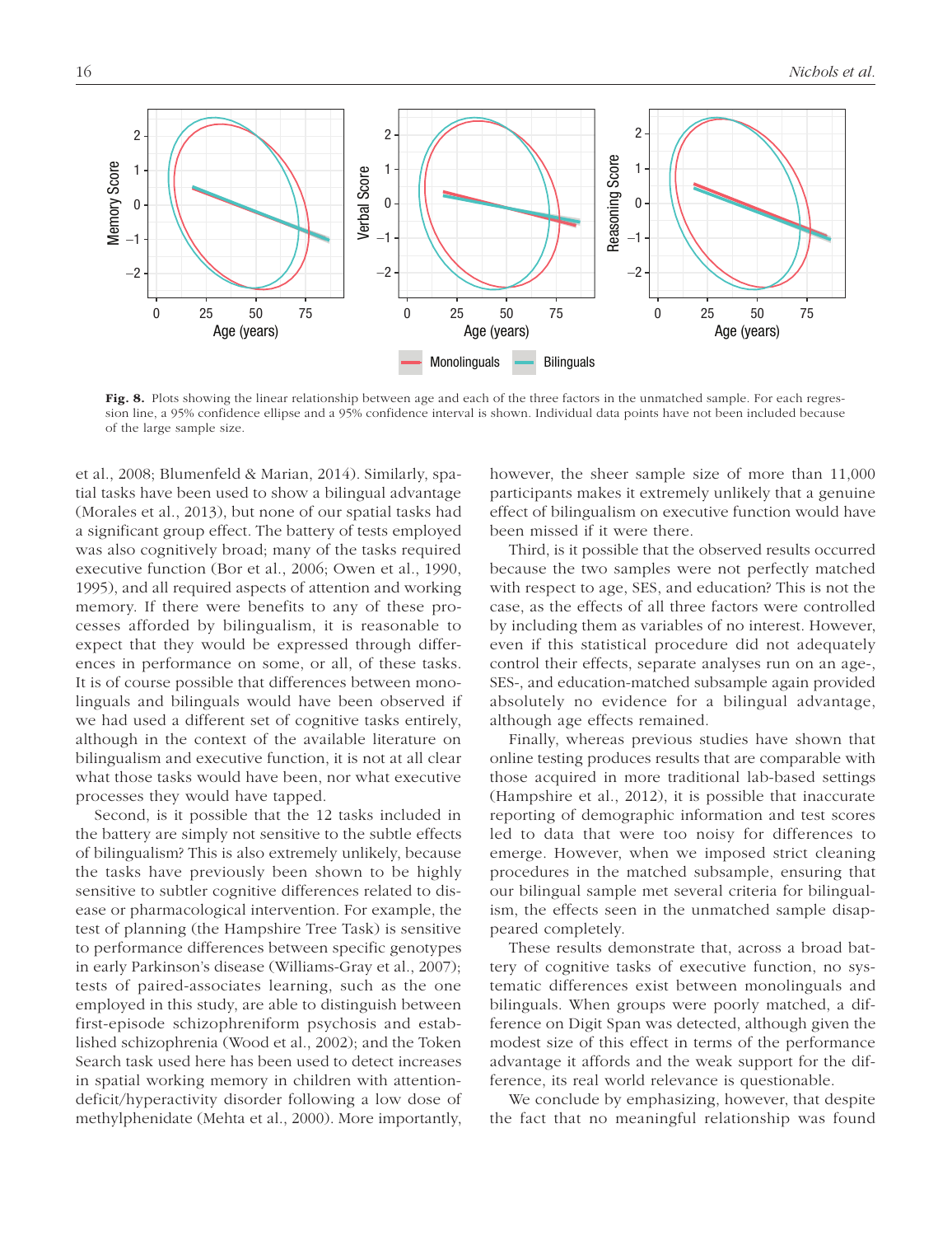Memory Score
2
1
0
−1
−2
0 25 50 75
Age (years)

Verbal Score
2
1
0
−1
−2
0 25 50 75
Age (years)

Reasoning Score
2
1
0
−1
−2
0 25 50 75
Age (years)

Monolinguals Bilinguals

**Fig. 8.** Plots showing the linear relationship between age and each of the three factors in the unmatched sample. For each regression line, a 95% confidence ellipse and a 95% confidence interval is shown. Individual data points have not been included because of the large sample size.

et al., 2008; Blumenfeld & Marian, 2014). Similarly, spatial tasks have been used to show a bilingual advantage (Morales et al., 2013), but none of our spatial tasks had a significant group effect. The battery of tests employed was also cognitively broad; many of the tasks required executive function (Bor et al., 2006; Owen et al., 1990, 1995), and all required aspects of attention and working memory. If there were benefits to any of these processes afforded by bilingualism, it is reasonable to expect that they would be expressed through differences in performance on some, or all, of these tasks. It is of course possible that differences between monolinguals and bilinguals would have been observed if we had used a different set of cognitive tasks entirely, although in the context of the available literature on bilingualism and executive function, it is not at all clear what those tasks would have been, nor what executive processes they would have tapped.

Second, is it possible that the 12 tasks included in the battery are simply not sensitive to the subtle effects of bilingualism? This is also extremely unlikely, because the tasks have previously been shown to be highly sensitive to subtler cognitive differences related to disease or pharmacological intervention. For example, the test of planning (the Hampshire Tree Task) is sensitive to performance differences between specific genotypes in early Parkinson's disease (Williams-Gray et al., 2007); tests of paired-associates learning, such as the one employed in this study, are able to distinguish between first-episode schizophreniform psychosis and established schizophrenia (Wood et al., 2002); and the Token Search task used here has been used to detect increases in spatial working memory in children with attention-deficit/hyperactivity disorder following a low dose of methylphenidate (Mehta et al., 2000). More importantly, however, the sheer sample size of more than 11,000 participants makes it extremely unlikely that a genuine effect of bilingualism on executive function would have been missed if it were there.

Third, is it possible that the observed results occurred because the two samples were not perfectly matched with respect to age, SES, and education? This is not the case, as the effects of all three factors were controlled by including them as variables of no interest. However, even if this statistical procedure did not adequately control their effects, separate analyses run on an age-, SES-, and education-matched subsample again provided absolutely no evidence for a bilingual advantage, although age effects remained.

Finally, whereas previous studies have shown that online testing produces results that are comparable with those acquired in more traditional lab-based settings (Hampshire et al., 2012), it is possible that inaccurate reporting of demographic information and test scores led to data that were too noisy for differences to emerge. However, when we imposed strict cleaning procedures in the matched subsample, ensuring that our bilingual sample met several criteria for bilingualism, the effects seen in the unmatched sample disappeared completely.

These results demonstrate that, across a broad battery of cognitive tasks of executive function, no systematic differences exist between monolinguals and bilinguals. When groups were poorly matched, a difference on Digit Span was detected, although given the modest size of this effect in terms of the performance advantage it affords and the weak support for the difference, its real world relevance is questionable.

We conclude by emphasizing, however, that despite the fact that no meaningful relationship was found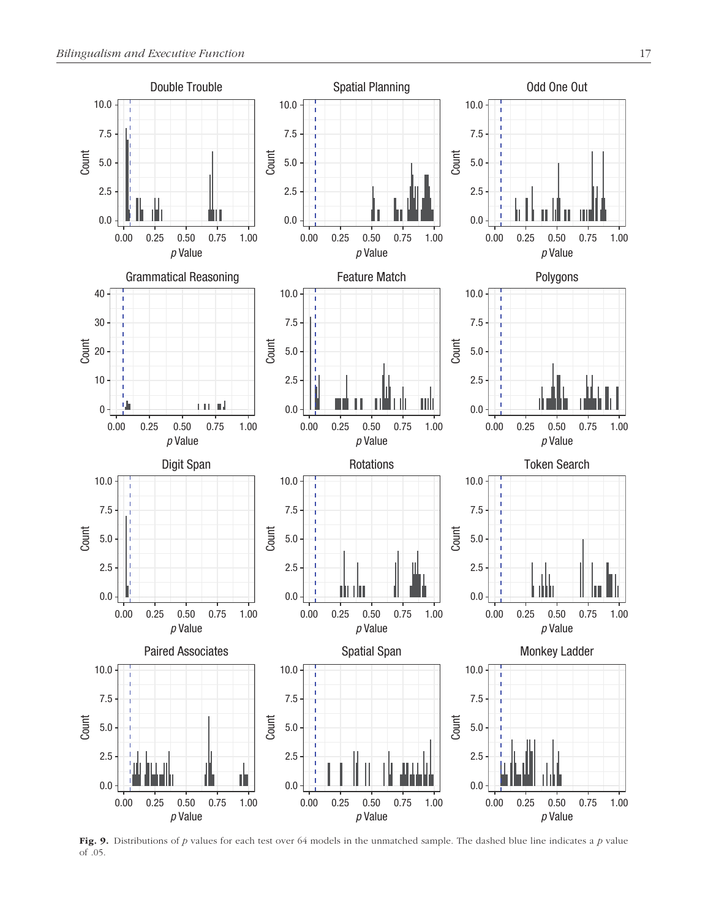**Fig. 9.** Distributions of $p$ values for each test over 64 models in the unmatched sample. The dashed blue line indicates a $p$ value of .05.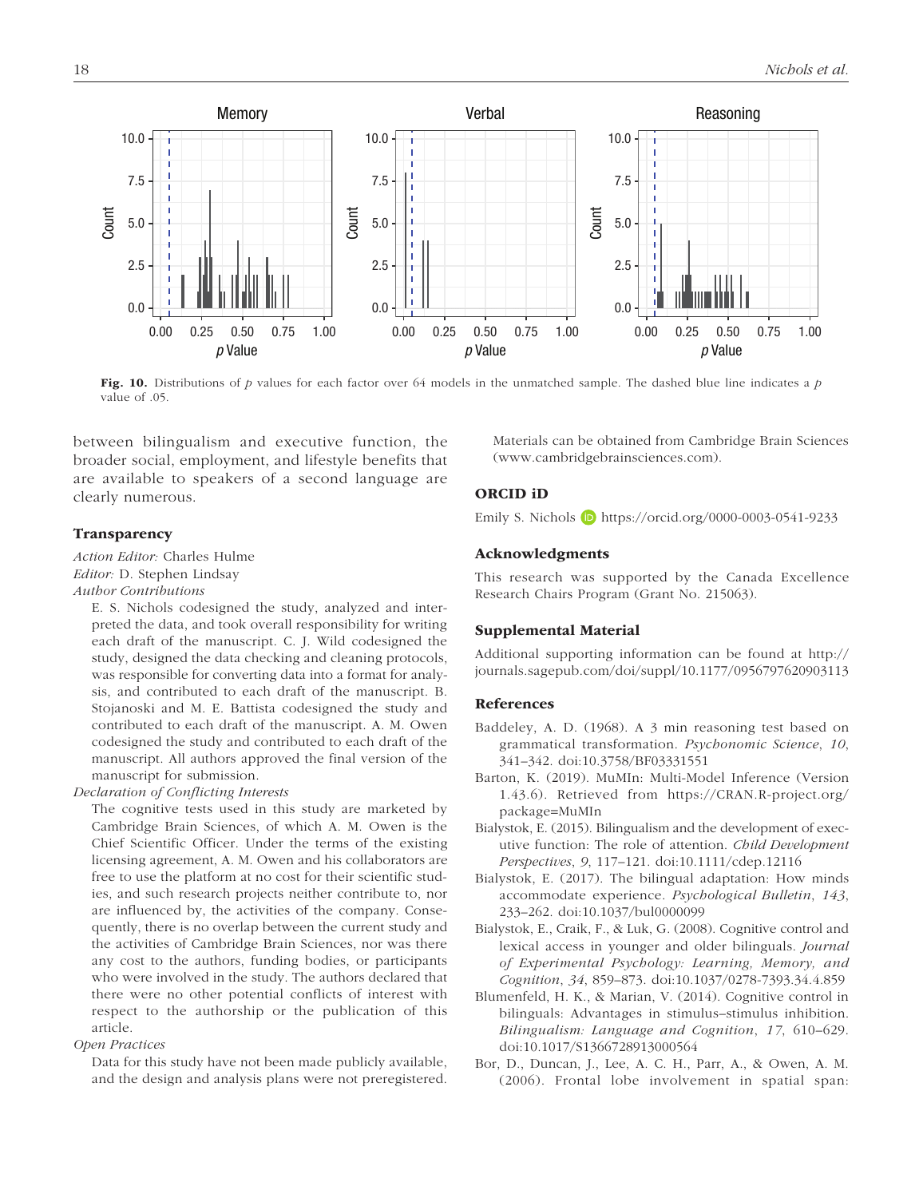Memory

Verbal

Reasoning

Count

10.0
7.5
5.0
2.5
0.0

0.00 0.25 0.50 0.75 1.00

*p* Value

**Fig. 10.** Distributions of *p* values for each factor over 64 models in the unmatched sample. The dashed blue line indicates a *p* value of .05.

between bilingualism and executive function, the broader social, employment, and lifestyle benefits that are available to speakers of a second language are clearly numerous.

## Transparency

*Action Editor:* Charles Hulme
*Editor:* D. Stephen Lindsay
*Author Contributions*

E. S. Nichols codesigned the study, analyzed and interpreted the data, and took overall responsibility for writing each draft of the manuscript. C. J. Wild codesigned the study, designed the data checking and cleaning protocols, was responsible for converting data into a format for analysis, and contributed to each draft of the manuscript. B. Stojanoski and M. E. Battista codesigned the study and contributed to each draft of the manuscript. A. M. Owen codesigned the study and contributed to each draft of the manuscript. All authors approved the final version of the manuscript for submission.

*Declaration of Conflicting Interests*

The cognitive tests used in this study are marketed by Cambridge Brain Sciences, of which A. M. Owen is the Chief Scientific Officer. Under the terms of the existing licensing agreement, A. M. Owen and his collaborators are free to use the platform at no cost for their scientific studies, and such research projects neither contribute to, nor are influenced by, the activities of the company. Consequently, there is no overlap between the current study and the activities of Cambridge Brain Sciences, nor was there any cost to the authors, funding bodies, or participants who were involved in the study. The authors declared that there were no other potential conflicts of interest with respect to the authorship or the publication of this article.

*Open Practices*

Data for this study have not been made publicly available, and the design and analysis plans were not preregistered. Materials can be obtained from Cambridge Brain Sciences (www.cambridgebrainsciences.com).

## ORCID iD

Emily S. Nichols https://orcid.org/0000-0003-0541-9233

## Acknowledgments

This research was supported by the Canada Excellence Research Chairs Program (Grant No. 215063).

## Supplemental Material

Additional supporting information can be found at http://journals.sagepub.com/doi/suppl/10.1177/0956797620903113

## References

Baddeley, A. D. (1968). A 3 min reasoning test based on grammatical transformation. *Psychonomic Science*, *10*, 341–342. doi:10.3758/BF03331551

Barton, K. (2019). MuMIn: Multi-Model Inference (Version 1.43.6). Retrieved from https://CRAN.R-project.org/package=MuMIn

Bialystok, E. (2015). Bilingualism and the development of executive function: The role of attention. *Child Development Perspectives*, *9*, 117–121. doi:10.1111/cdep.12116

Bialystok, E. (2017). The bilingual adaptation: How minds accommodate experience. *Psychological Bulletin*, *143*, 233–262. doi:10.1037/bul0000099

Bialystok, E., Craik, F., & Luk, G. (2008). Cognitive control and lexical access in younger and older bilinguals. *Journal of Experimental Psychology: Learning, Memory, and Cognition*, *34*, 859–873. doi:10.1037/0278-7393.34.4.859

Blumenfeld, H. K., & Marian, V. (2014). Cognitive control in bilinguals: Advantages in stimulus–stimulus inhibition. *Bilingualism: Language and Cognition*, *17*, 610–629. doi:10.1017/S1366728913000564

Bor, D., Duncan, J., Lee, A. C. H., Parr, A., & Owen, A. M. (2006). Frontal lobe involvement in spatial span: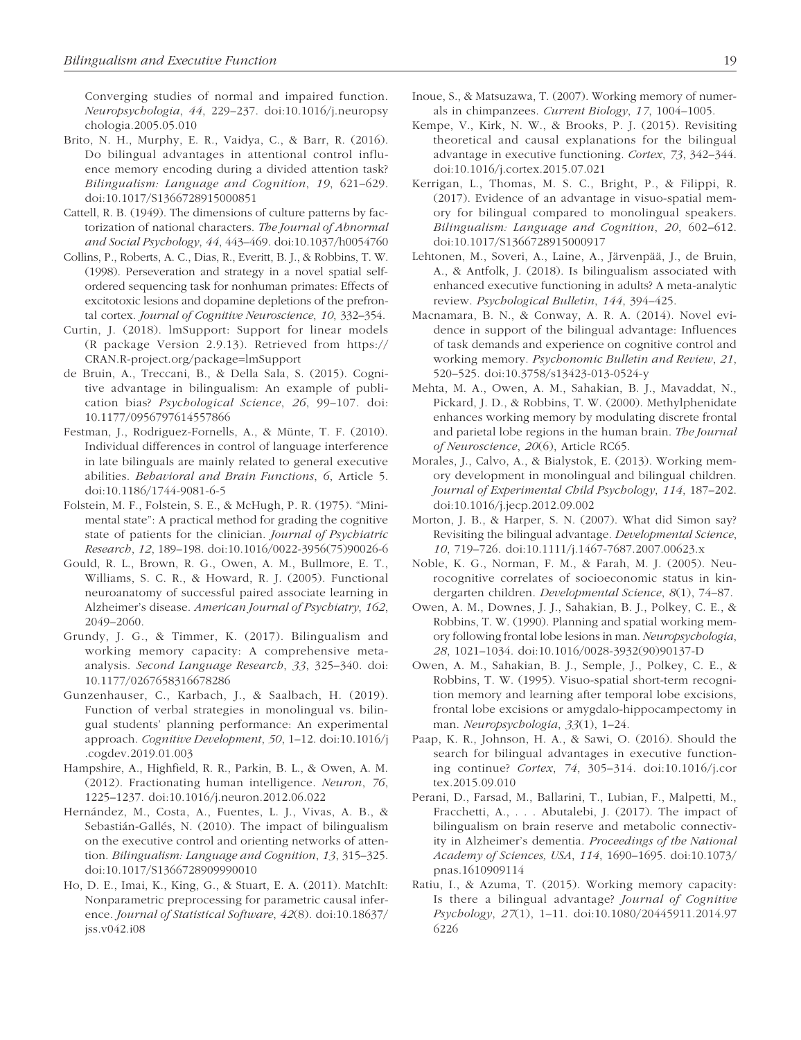Converging studies of normal and impaired function. *Neuropsychologia*, *44*, 229–237. doi:10.1016/j.neuropsychologia.2005.05.010

Brito, N. H., Murphy, E. R., Vaidya, C., & Barr, R. (2016). Do bilingual advantages in attentional control influence memory encoding during a divided attention task? *Bilingualism: Language and Cognition*, *19*, 621–629. doi:10.1017/S1366728915000851

Cattell, R. B. (1949). The dimensions of culture patterns by factorization of national characters. *The Journal of Abnormal and Social Psychology*, *44*, 443–469. doi:10.1037/h0054760

Collins, P., Roberts, A. C., Dias, R., Everitt, B. J., & Robbins, T. W. (1998). Perseveration and strategy in a novel spatial self-ordered sequencing task for nonhuman primates: Effects of excitotoxic lesions and dopamine depletions of the prefrontal cortex. *Journal of Cognitive Neuroscience, 10*, 332–354.

Curtin, J. (2018). lmSupport: Support for linear models (R package Version 2.9.13). Retrieved from https://CRAN.R-project.org/package=lmSupport

de Bruin, A., Treccani, B., & Della Sala, S. (2015). Cognitive advantage in bilingualism: An example of publication bias? *Psychological Science*, *26*, 99–107. doi:10.1177/0956797614557866

Festman, J., Rodriguez-Fornells, A., & Münte, T. F. (2010). Individual differences in control of language interference in late bilinguals are mainly related to general executive abilities. *Behavioral and Brain Functions*, *6*, Article 5. doi:10.1186/1744-9081-6-5

Folstein, M. F., Folstein, S. E., & McHugh, P. R. (1975). "Mini-mental state": A practical method for grading the cognitive state of patients for the clinician. *Journal of Psychiatric Research*, *12*, 189–198. doi:10.1016/0022-3956(75)90026-6

Gould, R. L., Brown, R. G., Owen, A. M., Bullmore, E. T., Williams, S. C. R., & Howard, R. J. (2005). Functional neuroanatomy of successful paired associate learning in Alzheimer's disease. *American Journal of Psychiatry*, *162*, 2049–2060.

Grundy, J. G., & Timmer, K. (2017). Bilingualism and working memory capacity: A comprehensive meta-analysis. *Second Language Research*, *33*, 325–340. doi:10.1177/0267658316678286

Gunzenhauser, C., Karbach, J., & Saalbach, H. (2019). Function of verbal strategies in monolingual vs. bilingual students' planning performance: An experimental approach. *Cognitive Development*, *50*, 1–12. doi:10.1016/j.cogdev.2019.01.003

Hampshire, A., Highfield, R. R., Parkin, B. L., & Owen, A. M. (2012). Fractionating human intelligence. *Neuron*, *76*, 1225–1237. doi:10.1016/j.neuron.2012.06.022

Hernández, M., Costa, A., Fuentes, L. J., Vivas, A. B., & Sebastián-Gallés, N. (2010). The impact of bilingualism on the executive control and orienting networks of attention. *Bilingualism: Language and Cognition*, *13*, 315–325. doi:10.1017/S1366728909990010

Ho, D. E., Imai, K., King, G., & Stuart, E. A. (2011). MatchIt: Nonparametric preprocessing for parametric causal inference. *Journal of Statistical Software*, *42*(8). doi:10.18637/jss.v042.i08

Inoue, S., & Matsuzawa, T. (2007). Working memory of numerals in chimpanzees. *Current Biology*, *17*, 1004–1005.

Kempe, V., Kirk, N. W., & Brooks, P. J. (2015). Revisiting theoretical and causal explanations for the bilingual advantage in executive functioning. *Cortex*, *73*, 342–344. doi:10.1016/j.cortex.2015.07.021

Kerrigan, L., Thomas, M. S. C., Bright, P., & Filippi, R. (2017). Evidence of an advantage in visuo-spatial memory for bilingual compared to monolingual speakers. *Bilingualism: Language and Cognition*, *20*, 602–612. doi:10.1017/S1366728915000917

Lehtonen, M., Soveri, A., Laine, A., Järvenpää, J., de Bruin, A., & Antfolk, J. (2018). Is bilingualism associated with enhanced executive functioning in adults? A meta-analytic review. *Psychological Bulletin*, *144*, 394–425.

Macnamara, B. N., & Conway, A. R. A. (2014). Novel evidence in support of the bilingual advantage: Influences of task demands and experience on cognitive control and working memory. *Psychonomic Bulletin and Review*, *21*, 520–525. doi:10.3758/s13423-013-0524-y

Mehta, M. A., Owen, A. M., Sahakian, B. J., Mavaddat, N., Pickard, J. D., & Robbins, T. W. (2000). Methylphenidate enhances working memory by modulating discrete frontal and parietal lobe regions in the human brain. *The Journal of Neuroscience*, *20*(6), Article RC65.

Morales, J., Calvo, A., & Bialystok, E. (2013). Working memory development in monolingual and bilingual children. *Journal of Experimental Child Psychology*, *114*, 187–202. doi:10.1016/j.jecp.2012.09.002

Morton, J. B., & Harper, S. N. (2007). What did Simon say? Revisiting the bilingual advantage. *Developmental Science*, *10*, 719–726. doi:10.1111/j.1467-7687.2007.00623.x

Noble, K. G., Norman, F. M., & Farah, M. J. (2005). Neurocognitive correlates of socioeconomic status in kindergarten children. *Developmental Science*, *8*(1), 74–87.

Owen, A. M., Downes, J. J., Sahakian, B. J., Polkey, C. E., & Robbins, T. W. (1990). Planning and spatial working memory following frontal lobe lesions in man. *Neuropsychologia*, *28*, 1021–1034. doi:10.1016/0028-3932(90)90137-D

Owen, A. M., Sahakian, B. J., Semple, J., Polkey, C. E., & Robbins, T. W. (1995). Visuo-spatial short-term recognition memory and learning after temporal lobe excisions, frontal lobe excisions or amygdalo-hippocampectomy in man. *Neuropsychologia*, *33*(1), 1–24.

Paap, K. R., Johnson, H. A., & Sawi, O. (2016). Should the search for bilingual advantages in executive functioning continue? *Cortex*, *74*, 305–314. doi:10.1016/j.cortex.2015.09.010

Perani, D., Farsad, M., Ballarini, T., Lubian, F., Malpetti, M., Fracchetti, A., . . . Abutalebi, J. (2017). The impact of bilingualism on brain reserve and metabolic connectivity in Alzheimer's dementia. *Proceedings of the National Academy of Sciences, USA*, *114*, 1690–1695. doi:10.1073/pnas.1610909114

Ratiu, I., & Azuma, T. (2015). Working memory capacity: Is there a bilingual advantage? *Journal of Cognitive Psychology*, *27*(1), 1–11. doi:10.1080/20445911.2014.976226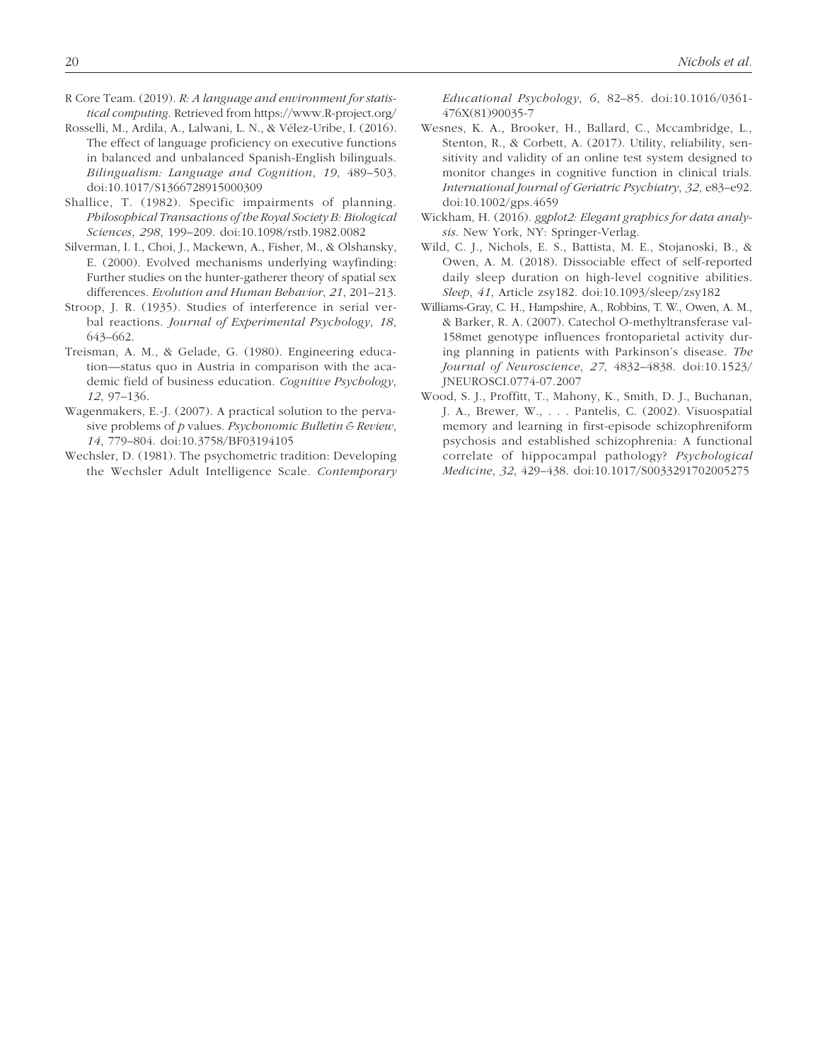R Core Team. (2019). *R: A language and environment for statistical computing*. Retrieved from https://www.R-project.org/

Rosselli, M., Ardila, A., Lalwani, L. N., & Vélez-Uribe, I. (2016). The effect of language proficiency on executive functions in balanced and unbalanced Spanish-English bilinguals. *Bilingualism: Language and Cognition*, *19*, 489–503. doi:10.1017/S1366728915000309

Shallice, T. (1982). Specific impairments of planning. *Philosophical Transactions of the Royal Society B: Biological Sciences*, *298*, 199–209. doi:10.1098/rstb.1982.0082

Silverman, I. I., Choi, J., Mackewn, A., Fisher, M., & Olshansky, E. (2000). Evolved mechanisms underlying wayfinding: Further studies on the hunter-gatherer theory of spatial sex differences. *Evolution and Human Behavior*, *21*, 201–213.

Stroop, J. R. (1935). Studies of interference in serial verbal reactions. *Journal of Experimental Psychology*, *18*, 643–662.

Treisman, A. M., & Gelade, G. (1980). Engineering education—status quo in Austria in comparison with the academic field of business education. *Cognitive Psychology*, *12*, 97–136.

Wagenmakers, E.-J. (2007). A practical solution to the pervasive problems of *p* values. *Psychonomic Bulletin & Review*, *14*, 779–804. doi:10.3758/BF03194105

Wechsler, D. (1981). The psychometric tradition: Developing the Wechsler Adult Intelligence Scale. *Contemporary Educational Psychology*, *6*, 82–85. doi:10.1016/0361-476X(81)90035-7

Wesnes, K. A., Brooker, H., Ballard, C., Mccambridge, L., Stenton, R., & Corbett, A. (2017). Utility, reliability, sensitivity and validity of an online test system designed to monitor changes in cognitive function in clinical trials. *International Journal of Geriatric Psychiatry*, *32*, e83–e92. doi:10.1002/gps.4659

Wickham, H. (2016). *ggplot2: Elegant graphics for data analysis*. New York, NY: Springer-Verlag.

Wild, C. J., Nichols, E. S., Battista, M. E., Stojanoski, B., & Owen, A. M. (2018). Dissociable effect of self-reported daily sleep duration on high-level cognitive abilities. *Sleep*, *41*, Article zsy182. doi:10.1093/sleep/zsy182

Williams-Gray, C. H., Hampshire, A., Robbins, T. W., Owen, A. M., & Barker, R. A. (2007). Catechol O-methyltransferase val-158met genotype influences frontoparietal activity during planning in patients with Parkinson's disease. *The Journal of Neuroscience*, *27*, 4832–4838. doi:10.1523/JNEUROSCI.0774-07.2007

Wood, S. J., Proffitt, T., Mahony, K., Smith, D. J., Buchanan, J. A., Brewer, W., . . . Pantelis, C. (2002). Visuospatial memory and learning in first-episode schizophreniform psychosis and established schizophrenia: A functional correlate of hippocampal pathology? *Psychological Medicine*, *32*, 429–438. doi:10.1017/S0033291702005275